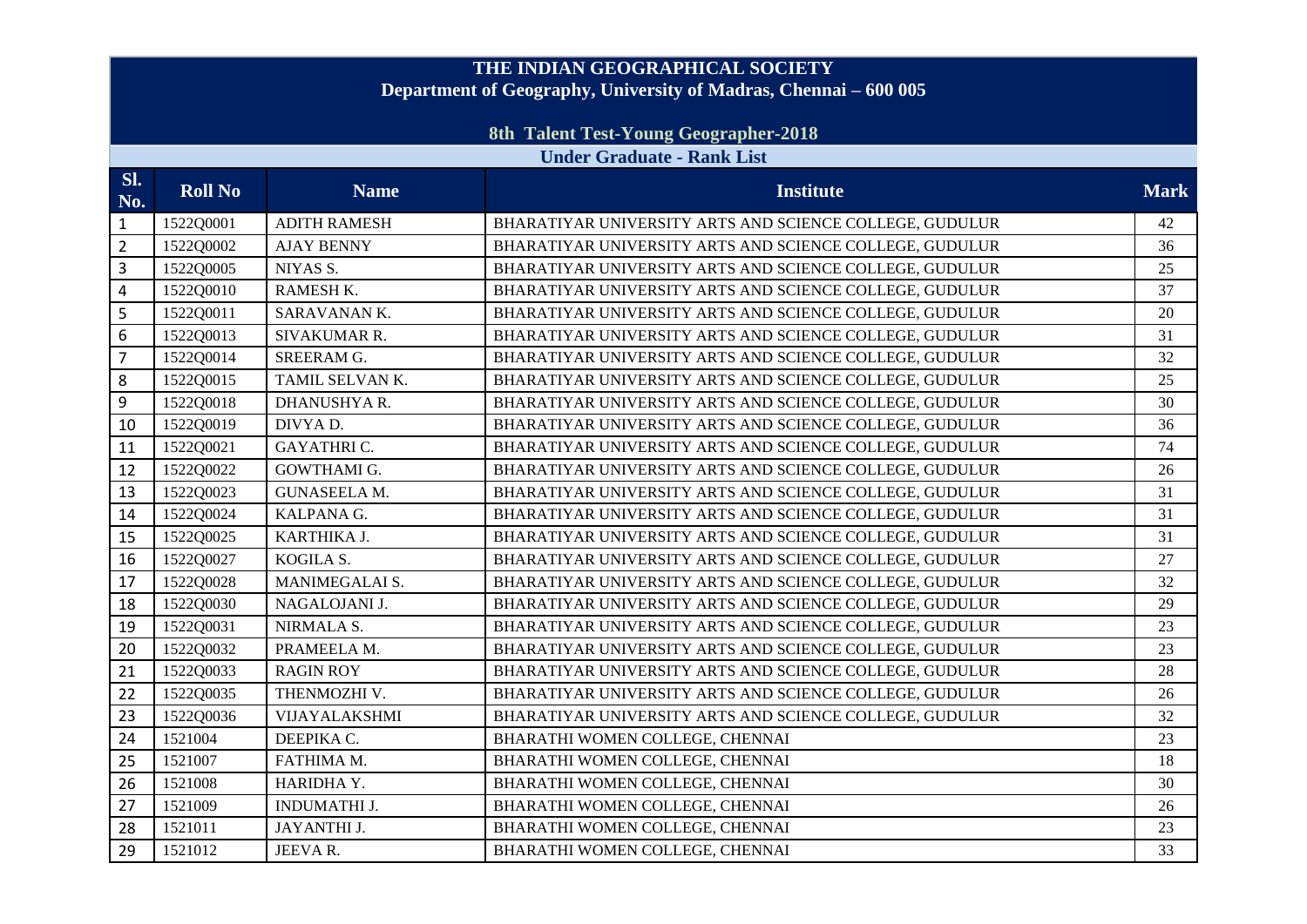# THE INDIAN GEOGRAPHICAL SOCIETY

## Department of Geography, University of Madras, Chennai – 600 005

### 8th Talent Test-Young Geographer-2018

### Under Graduate - Rank List

| Sl. No. | Roll No | Name | Institute | Mark |
|---|---|---|---|---|
| 1 | 1522Q0001 | ADITH RAMESH | BHARATIYAR UNIVERSITY ARTS AND SCIENCE COLLEGE, GUDULUR | 42 |
| 2 | 1522Q0002 | AJAY BENNY | BHARATIYAR UNIVERSITY ARTS AND SCIENCE COLLEGE, GUDULUR | 36 |
| 3 | 1522Q0005 | NIYAS S. | BHARATIYAR UNIVERSITY ARTS AND SCIENCE COLLEGE, GUDULUR | 25 |
| 4 | 1522Q0010 | RAMESH K. | BHARATIYAR UNIVERSITY ARTS AND SCIENCE COLLEGE, GUDULUR | 37 |
| 5 | 1522Q0011 | SARAVANAN K. | BHARATIYAR UNIVERSITY ARTS AND SCIENCE COLLEGE, GUDULUR | 20 |
| 6 | 1522Q0013 | SIVAKUMAR R. | BHARATIYAR UNIVERSITY ARTS AND SCIENCE COLLEGE, GUDULUR | 31 |
| 7 | 1522Q0014 | SREERAM G. | BHARATIYAR UNIVERSITY ARTS AND SCIENCE COLLEGE, GUDULUR | 32 |
| 8 | 1522Q0015 | TAMIL SELVAN K. | BHARATIYAR UNIVERSITY ARTS AND SCIENCE COLLEGE, GUDULUR | 25 |
| 9 | 1522Q0018 | DHANUSHYA R. | BHARATIYAR UNIVERSITY ARTS AND SCIENCE COLLEGE, GUDULUR | 30 |
| 10 | 1522Q0019 | DIVYA D. | BHARATIYAR UNIVERSITY ARTS AND SCIENCE COLLEGE, GUDULUR | 36 |
| 11 | 1522Q0021 | GAYATHRI C. | BHARATIYAR UNIVERSITY ARTS AND SCIENCE COLLEGE, GUDULUR | 74 |
| 12 | 1522Q0022 | GOWTHAMI G. | BHARATIYAR UNIVERSITY ARTS AND SCIENCE COLLEGE, GUDULUR | 26 |
| 13 | 1522Q0023 | GUNASEELA M. | BHARATIYAR UNIVERSITY ARTS AND SCIENCE COLLEGE, GUDULUR | 31 |
| 14 | 1522Q0024 | KALPANA G. | BHARATIYAR UNIVERSITY ARTS AND SCIENCE COLLEGE, GUDULUR | 31 |
| 15 | 1522Q0025 | KARTHIKA J. | BHARATIYAR UNIVERSITY ARTS AND SCIENCE COLLEGE, GUDULUR | 31 |
| 16 | 1522Q0027 | KOGILA S. | BHARATIYAR UNIVERSITY ARTS AND SCIENCE COLLEGE, GUDULUR | 27 |
| 17 | 1522Q0028 | MANIMEGALAI S. | BHARATIYAR UNIVERSITY ARTS AND SCIENCE COLLEGE, GUDULUR | 32 |
| 18 | 1522Q0030 | NAGALOJANI J. | BHARATIYAR UNIVERSITY ARTS AND SCIENCE COLLEGE, GUDULUR | 29 |
| 19 | 1522Q0031 | NIRMALA S. | BHARATIYAR UNIVERSITY ARTS AND SCIENCE COLLEGE, GUDULUR | 23 |
| 20 | 1522Q0032 | PRAMEELA M. | BHARATIYAR UNIVERSITY ARTS AND SCIENCE COLLEGE, GUDULUR | 23 |
| 21 | 1522Q0033 | RAGIN ROY | BHARATIYAR UNIVERSITY ARTS AND SCIENCE COLLEGE, GUDULUR | 28 |
| 22 | 1522Q0035 | THENMOZHI V. | BHARATIYAR UNIVERSITY ARTS AND SCIENCE COLLEGE, GUDULUR | 26 |
| 23 | 1522Q0036 | VIJAYALAKSHMI | BHARATIYAR UNIVERSITY ARTS AND SCIENCE COLLEGE, GUDULUR | 32 |
| 24 | 1521004 | DEEPIKA C. | BHARATHI WOMEN COLLEGE, CHENNAI | 23 |
| 25 | 1521007 | FATHIMA M. | BHARATHI WOMEN COLLEGE, CHENNAI | 18 |
| 26 | 1521008 | HARIDHA Y. | BHARATHI WOMEN COLLEGE, CHENNAI | 30 |
| 27 | 1521009 | INDUMATHI J. | BHARATHI WOMEN COLLEGE, CHENNAI | 26 |
| 28 | 1521011 | JAYANTHI J. | BHARATHI WOMEN COLLEGE, CHENNAI | 23 |
| 29 | 1521012 | JEEVA R. | BHARATHI WOMEN COLLEGE, CHENNAI | 33 |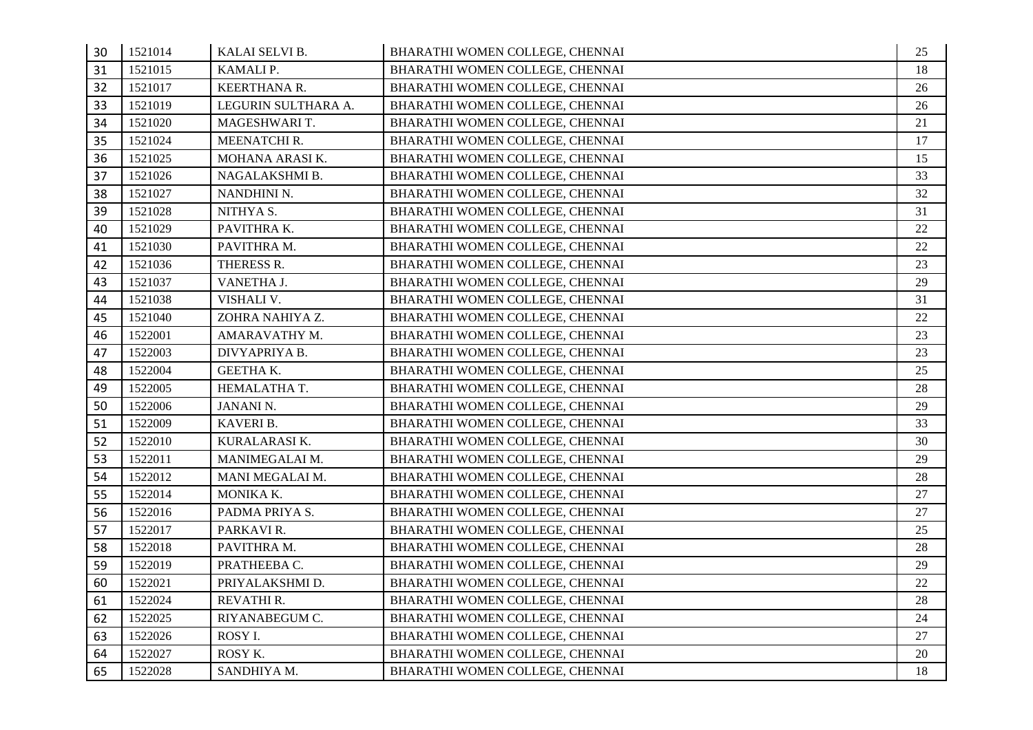| | | | | |
|---|---|---|---|---|
| 30 | 1521014 | KALAI SELVI B. | BHARATHI WOMEN COLLEGE, CHENNAI | 25 |
| 31 | 1521015 | KAMALI P. | BHARATHI WOMEN COLLEGE, CHENNAI | 18 |
| 32 | 1521017 | KEERTHANA R. | BHARATHI WOMEN COLLEGE, CHENNAI | 26 |
| 33 | 1521019 | LEGURIN SULTHARA A. | BHARATHI WOMEN COLLEGE, CHENNAI | 26 |
| 34 | 1521020 | MAGESHWARI T. | BHARATHI WOMEN COLLEGE, CHENNAI | 21 |
| 35 | 1521024 | MEENATCHI R. | BHARATHI WOMEN COLLEGE, CHENNAI | 17 |
| 36 | 1521025 | MOHANA ARASI K. | BHARATHI WOMEN COLLEGE, CHENNAI | 15 |
| 37 | 1521026 | NAGALAKSHMI B. | BHARATHI WOMEN COLLEGE, CHENNAI | 33 |
| 38 | 1521027 | NANDHINI N. | BHARATHI WOMEN COLLEGE, CHENNAI | 32 |
| 39 | 1521028 | NITHYA S. | BHARATHI WOMEN COLLEGE, CHENNAI | 31 |
| 40 | 1521029 | PAVITHRA K. | BHARATHI WOMEN COLLEGE, CHENNAI | 22 |
| 41 | 1521030 | PAVITHRA M. | BHARATHI WOMEN COLLEGE, CHENNAI | 22 |
| 42 | 1521036 | THERESS R. | BHARATHI WOMEN COLLEGE, CHENNAI | 23 |
| 43 | 1521037 | VANETHA J. | BHARATHI WOMEN COLLEGE, CHENNAI | 29 |
| 44 | 1521038 | VISHALI V. | BHARATHI WOMEN COLLEGE, CHENNAI | 31 |
| 45 | 1521040 | ZOHRA NAHIYA Z. | BHARATHI WOMEN COLLEGE, CHENNAI | 22 |
| 46 | 1522001 | AMARAVATHY M. | BHARATHI WOMEN COLLEGE, CHENNAI | 23 |
| 47 | 1522003 | DIVYAPRIYA B. | BHARATHI WOMEN COLLEGE, CHENNAI | 23 |
| 48 | 1522004 | GEETHA K. | BHARATHI WOMEN COLLEGE, CHENNAI | 25 |
| 49 | 1522005 | HEMALATHA T. | BHARATHI WOMEN COLLEGE, CHENNAI | 28 |
| 50 | 1522006 | JANANI N. | BHARATHI WOMEN COLLEGE, CHENNAI | 29 |
| 51 | 1522009 | KAVERI B. | BHARATHI WOMEN COLLEGE, CHENNAI | 33 |
| 52 | 1522010 | KURALARASI K. | BHARATHI WOMEN COLLEGE, CHENNAI | 30 |
| 53 | 1522011 | MANIMEGALAI M. | BHARATHI WOMEN COLLEGE, CHENNAI | 29 |
| 54 | 1522012 | MANI MEGALAI M. | BHARATHI WOMEN COLLEGE, CHENNAI | 28 |
| 55 | 1522014 | MONIKA K. | BHARATHI WOMEN COLLEGE, CHENNAI | 27 |
| 56 | 1522016 | PADMA PRIYA S. | BHARATHI WOMEN COLLEGE, CHENNAI | 27 |
| 57 | 1522017 | PARKAVI R. | BHARATHI WOMEN COLLEGE, CHENNAI | 25 |
| 58 | 1522018 | PAVITHRA M. | BHARATHI WOMEN COLLEGE, CHENNAI | 28 |
| 59 | 1522019 | PRATHEEBA C. | BHARATHI WOMEN COLLEGE, CHENNAI | 29 |
| 60 | 1522021 | PRIYALAKSHMI D. | BHARATHI WOMEN COLLEGE, CHENNAI | 22 |
| 61 | 1522024 | REVATHI R. | BHARATHI WOMEN COLLEGE, CHENNAI | 28 |
| 62 | 1522025 | RIYANABEGUM C. | BHARATHI WOMEN COLLEGE, CHENNAI | 24 |
| 63 | 1522026 | ROSY I. | BHARATHI WOMEN COLLEGE, CHENNAI | 27 |
| 64 | 1522027 | ROSY K. | BHARATHI WOMEN COLLEGE, CHENNAI | 20 |
| 65 | 1522028 | SANDHIYA M. | BHARATHI WOMEN COLLEGE, CHENNAI | 18 |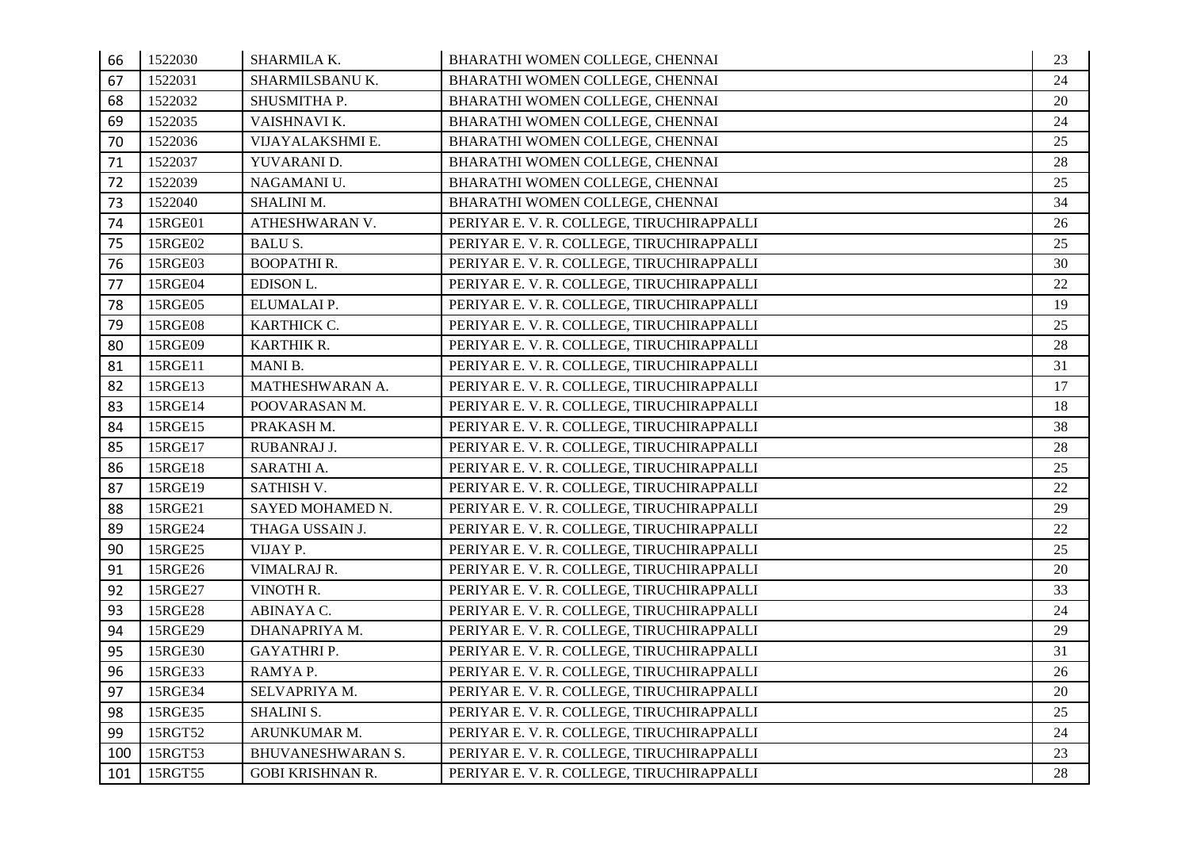| 66 | 1522030 | SHARMILA K. | BHARATHI WOMEN COLLEGE, CHENNAI | 23 |
|---|---|---|---|---|
| 67 | 1522031 | SHARMILSBANU K. | BHARATHI WOMEN COLLEGE, CHENNAI | 24 |
| 68 | 1522032 | SHUSMITHA P. | BHARATHI WOMEN COLLEGE, CHENNAI | 20 |
| 69 | 1522035 | VAISHNAVI K. | BHARATHI WOMEN COLLEGE, CHENNAI | 24 |
| 70 | 1522036 | VIJAYALAKSHMI E. | BHARATHI WOMEN COLLEGE, CHENNAI | 25 |
| 71 | 1522037 | YUVARANI D. | BHARATHI WOMEN COLLEGE, CHENNAI | 28 |
| 72 | 1522039 | NAGAMANI U. | BHARATHI WOMEN COLLEGE, CHENNAI | 25 |
| 73 | 1522040 | SHALINI M. | BHARATHI WOMEN COLLEGE, CHENNAI | 34 |
| 74 | 15RGE01 | ATHESHWARAN V. | PERIYAR E. V. R. COLLEGE, TIRUCHIRAPPALLI | 26 |
| 75 | 15RGE02 | BALU S. | PERIYAR E. V. R. COLLEGE, TIRUCHIRAPPALLI | 25 |
| 76 | 15RGE03 | BOOPATHI R. | PERIYAR E. V. R. COLLEGE, TIRUCHIRAPPALLI | 30 |
| 77 | 15RGE04 | EDISON L. | PERIYAR E. V. R. COLLEGE, TIRUCHIRAPPALLI | 22 |
| 78 | 15RGE05 | ELUMALAI P. | PERIYAR E. V. R. COLLEGE, TIRUCHIRAPPALLI | 19 |
| 79 | 15RGE08 | KARTHICK C. | PERIYAR E. V. R. COLLEGE, TIRUCHIRAPPALLI | 25 |
| 80 | 15RGE09 | KARTHIK R. | PERIYAR E. V. R. COLLEGE, TIRUCHIRAPPALLI | 28 |
| 81 | 15RGE11 | MANI B. | PERIYAR E. V. R. COLLEGE, TIRUCHIRAPPALLI | 31 |
| 82 | 15RGE13 | MATHESHWARAN A. | PERIYAR E. V. R. COLLEGE, TIRUCHIRAPPALLI | 17 |
| 83 | 15RGE14 | POOVARASAN M. | PERIYAR E. V. R. COLLEGE, TIRUCHIRAPPALLI | 18 |
| 84 | 15RGE15 | PRAKASH M. | PERIYAR E. V. R. COLLEGE, TIRUCHIRAPPALLI | 38 |
| 85 | 15RGE17 | RUBANRAJ J. | PERIYAR E. V. R. COLLEGE, TIRUCHIRAPPALLI | 28 |
| 86 | 15RGE18 | SARATHI A. | PERIYAR E. V. R. COLLEGE, TIRUCHIRAPPALLI | 25 |
| 87 | 15RGE19 | SATHISH V. | PERIYAR E. V. R. COLLEGE, TIRUCHIRAPPALLI | 22 |
| 88 | 15RGE21 | SAYED MOHAMED N. | PERIYAR E. V. R. COLLEGE, TIRUCHIRAPPALLI | 29 |
| 89 | 15RGE24 | THAGA USSAIN J. | PERIYAR E. V. R. COLLEGE, TIRUCHIRAPPALLI | 22 |
| 90 | 15RGE25 | VIJAY P. | PERIYAR E. V. R. COLLEGE, TIRUCHIRAPPALLI | 25 |
| 91 | 15RGE26 | VIMALRAJ R. | PERIYAR E. V. R. COLLEGE, TIRUCHIRAPPALLI | 20 |
| 92 | 15RGE27 | VINOTH R. | PERIYAR E. V. R. COLLEGE, TIRUCHIRAPPALLI | 33 |
| 93 | 15RGE28 | ABINAYA C. | PERIYAR E. V. R. COLLEGE, TIRUCHIRAPPALLI | 24 |
| 94 | 15RGE29 | DHANAPRIYA M. | PERIYAR E. V. R. COLLEGE, TIRUCHIRAPPALLI | 29 |
| 95 | 15RGE30 | GAYATHRI P. | PERIYAR E. V. R. COLLEGE, TIRUCHIRAPPALLI | 31 |
| 96 | 15RGE33 | RAMYA P. | PERIYAR E. V. R. COLLEGE, TIRUCHIRAPPALLI | 26 |
| 97 | 15RGE34 | SELVAPRIYA M. | PERIYAR E. V. R. COLLEGE, TIRUCHIRAPPALLI | 20 |
| 98 | 15RGE35 | SHALINI S. | PERIYAR E. V. R. COLLEGE, TIRUCHIRAPPALLI | 25 |
| 99 | 15RGT52 | ARUNKUMAR M. | PERIYAR E. V. R. COLLEGE, TIRUCHIRAPPALLI | 24 |
| 100 | 15RGT53 | BHUVANESHWARAN S. | PERIYAR E. V. R. COLLEGE, TIRUCHIRAPPALLI | 23 |
| 101 | 15RGT55 | GOBI KRISHNAN R. | PERIYAR E. V. R. COLLEGE, TIRUCHIRAPPALLI | 28 |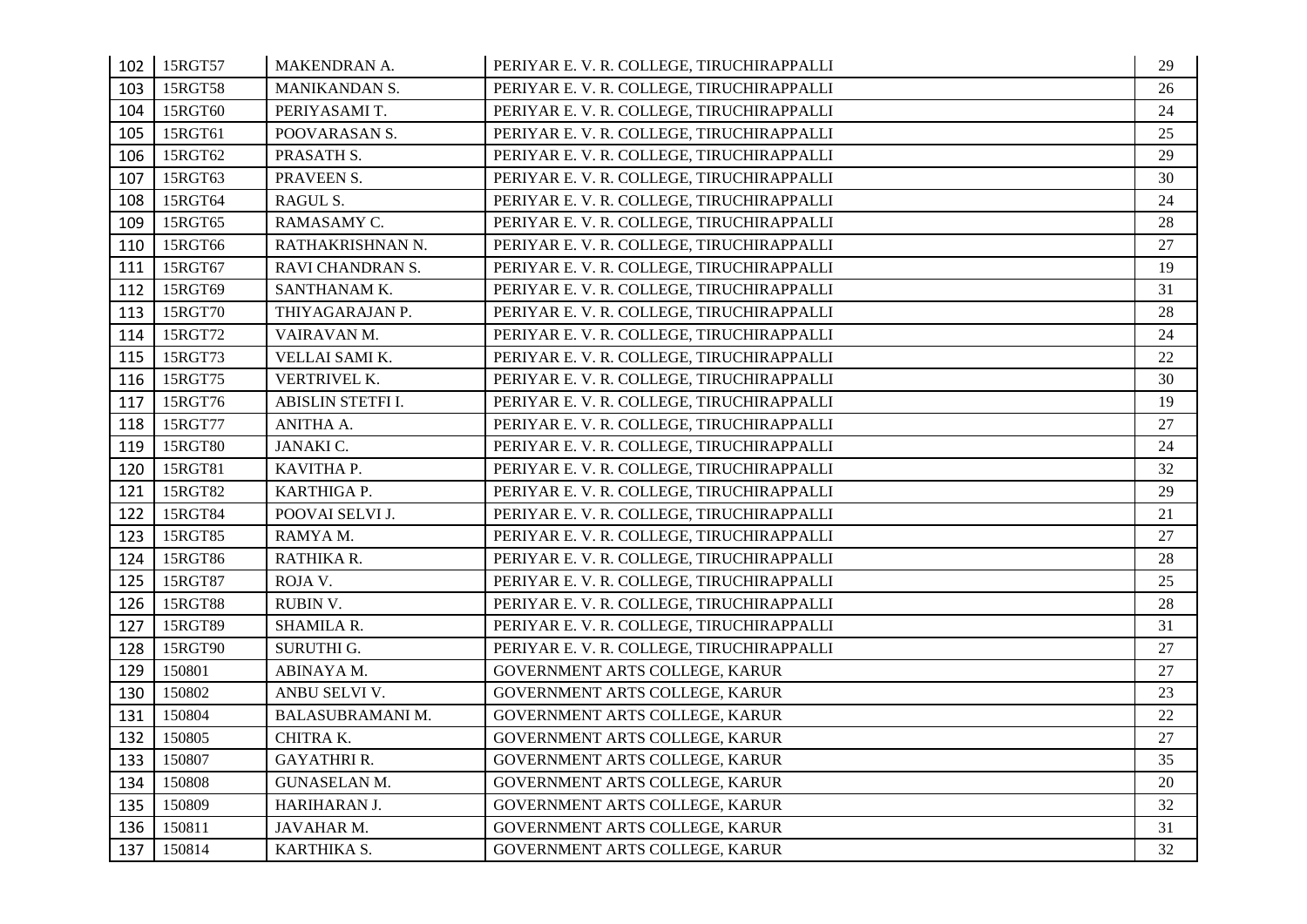| 102 | 15RGT57 | MAKENDRAN A. | PERIYAR E. V. R. COLLEGE, TIRUCHIRAPPALLI | 29 |
|---|---|---|---|---|
| 103 | 15RGT58 | MANIKANDAN S. | PERIYAR E. V. R. COLLEGE, TIRUCHIRAPPALLI | 26 |
| 104 | 15RGT60 | PERIYASAMI T. | PERIYAR E. V. R. COLLEGE, TIRUCHIRAPPALLI | 24 |
| 105 | 15RGT61 | POOVARASAN S. | PERIYAR E. V. R. COLLEGE, TIRUCHIRAPPALLI | 25 |
| 106 | 15RGT62 | PRASATH S. | PERIYAR E. V. R. COLLEGE, TIRUCHIRAPPALLI | 29 |
| 107 | 15RGT63 | PRAVEEN S. | PERIYAR E. V. R. COLLEGE, TIRUCHIRAPPALLI | 30 |
| 108 | 15RGT64 | RAGUL S. | PERIYAR E. V. R. COLLEGE, TIRUCHIRAPPALLI | 24 |
| 109 | 15RGT65 | RAMASAMY C. | PERIYAR E. V. R. COLLEGE, TIRUCHIRAPPALLI | 28 |
| 110 | 15RGT66 | RATHAKRISHNAN N. | PERIYAR E. V. R. COLLEGE, TIRUCHIRAPPALLI | 27 |
| 111 | 15RGT67 | RAVI CHANDRAN S. | PERIYAR E. V. R. COLLEGE, TIRUCHIRAPPALLI | 19 |
| 112 | 15RGT69 | SANTHANAM K. | PERIYAR E. V. R. COLLEGE, TIRUCHIRAPPALLI | 31 |
| 113 | 15RGT70 | THIYAGARAJAN P. | PERIYAR E. V. R. COLLEGE, TIRUCHIRAPPALLI | 28 |
| 114 | 15RGT72 | VAIRAVAN M. | PERIYAR E. V. R. COLLEGE, TIRUCHIRAPPALLI | 24 |
| 115 | 15RGT73 | VELLAI SAMI K. | PERIYAR E. V. R. COLLEGE, TIRUCHIRAPPALLI | 22 |
| 116 | 15RGT75 | VERTRIVEL K. | PERIYAR E. V. R. COLLEGE, TIRUCHIRAPPALLI | 30 |
| 117 | 15RGT76 | ABISLIN STETFI I. | PERIYAR E. V. R. COLLEGE, TIRUCHIRAPPALLI | 19 |
| 118 | 15RGT77 | ANITHA A. | PERIYAR E. V. R. COLLEGE, TIRUCHIRAPPALLI | 27 |
| 119 | 15RGT80 | JANAKI C. | PERIYAR E. V. R. COLLEGE, TIRUCHIRAPPALLI | 24 |
| 120 | 15RGT81 | KAVITHA P. | PERIYAR E. V. R. COLLEGE, TIRUCHIRAPPALLI | 32 |
| 121 | 15RGT82 | KARTHIGA P. | PERIYAR E. V. R. COLLEGE, TIRUCHIRAPPALLI | 29 |
| 122 | 15RGT84 | POOVAI SELVI J. | PERIYAR E. V. R. COLLEGE, TIRUCHIRAPPALLI | 21 |
| 123 | 15RGT85 | RAMYA M. | PERIYAR E. V. R. COLLEGE, TIRUCHIRAPPALLI | 27 |
| 124 | 15RGT86 | RATHIKA R. | PERIYAR E. V. R. COLLEGE, TIRUCHIRAPPALLI | 28 |
| 125 | 15RGT87 | ROJA V. | PERIYAR E. V. R. COLLEGE, TIRUCHIRAPPALLI | 25 |
| 126 | 15RGT88 | RUBIN V. | PERIYAR E. V. R. COLLEGE, TIRUCHIRAPPALLI | 28 |
| 127 | 15RGT89 | SHAMILA R. | PERIYAR E. V. R. COLLEGE, TIRUCHIRAPPALLI | 31 |
| 128 | 15RGT90 | SURUTHI G. | PERIYAR E. V. R. COLLEGE, TIRUCHIRAPPALLI | 27 |
| 129 | 150801 | ABINAYA M. | GOVERNMENT ARTS COLLEGE, KARUR | 27 |
| 130 | 150802 | ANBU SELVI V. | GOVERNMENT ARTS COLLEGE, KARUR | 23 |
| 131 | 150804 | BALASUBRAMANI M. | GOVERNMENT ARTS COLLEGE, KARUR | 22 |
| 132 | 150805 | CHITRA K. | GOVERNMENT ARTS COLLEGE, KARUR | 27 |
| 133 | 150807 | GAYATHRI R. | GOVERNMENT ARTS COLLEGE, KARUR | 35 |
| 134 | 150808 | GUNASELAN M. | GOVERNMENT ARTS COLLEGE, KARUR | 20 |
| 135 | 150809 | HARIHARAN J. | GOVERNMENT ARTS COLLEGE, KARUR | 32 |
| 136 | 150811 | JAVAHAR M. | GOVERNMENT ARTS COLLEGE, KARUR | 31 |
| 137 | 150814 | KARTHIKA S. | GOVERNMENT ARTS COLLEGE, KARUR | 32 |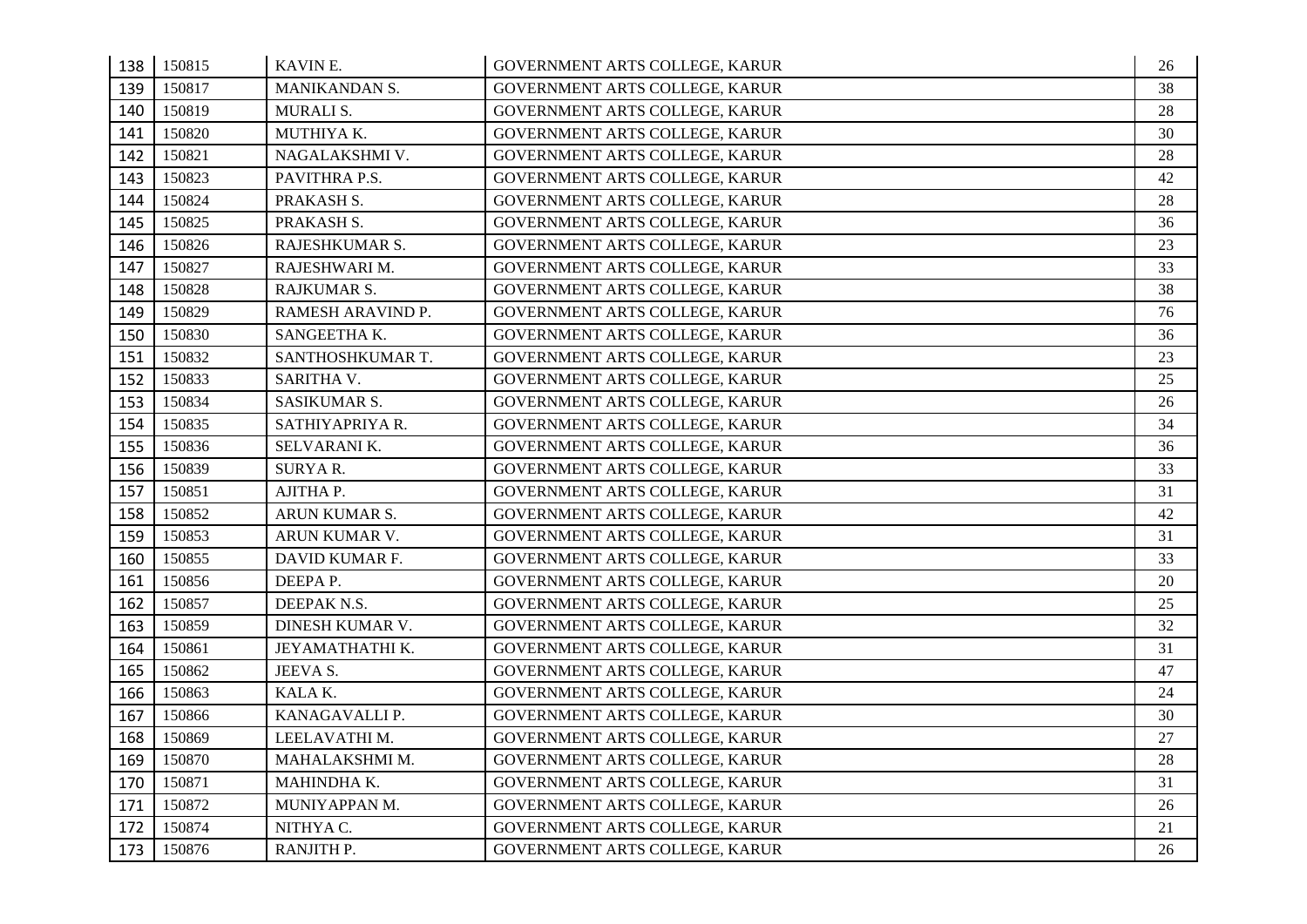| | | | | |
|---|---|---|---|---|
| 138 | 150815 | KAVIN E. | GOVERNMENT ARTS COLLEGE, KARUR | 26 |
| 139 | 150817 | MANIKANDAN S. | GOVERNMENT ARTS COLLEGE, KARUR | 38 |
| 140 | 150819 | MURALI S. | GOVERNMENT ARTS COLLEGE, KARUR | 28 |
| 141 | 150820 | MUTHIYA K. | GOVERNMENT ARTS COLLEGE, KARUR | 30 |
| 142 | 150821 | NAGALAKSHMI V. | GOVERNMENT ARTS COLLEGE, KARUR | 28 |
| 143 | 150823 | PAVITHRA P.S. | GOVERNMENT ARTS COLLEGE, KARUR | 42 |
| 144 | 150824 | PRAKASH S. | GOVERNMENT ARTS COLLEGE, KARUR | 28 |
| 145 | 150825 | PRAKASH S. | GOVERNMENT ARTS COLLEGE, KARUR | 36 |
| 146 | 150826 | RAJESHKUMAR S. | GOVERNMENT ARTS COLLEGE, KARUR | 23 |
| 147 | 150827 | RAJESHWARI M. | GOVERNMENT ARTS COLLEGE, KARUR | 33 |
| 148 | 150828 | RAJKUMAR S. | GOVERNMENT ARTS COLLEGE, KARUR | 38 |
| 149 | 150829 | RAMESH ARAVIND P. | GOVERNMENT ARTS COLLEGE, KARUR | 76 |
| 150 | 150830 | SANGEETHA K. | GOVERNMENT ARTS COLLEGE, KARUR | 36 |
| 151 | 150832 | SANTHOSHKUMAR T. | GOVERNMENT ARTS COLLEGE, KARUR | 23 |
| 152 | 150833 | SARITHA V. | GOVERNMENT ARTS COLLEGE, KARUR | 25 |
| 153 | 150834 | SASIKUMAR S. | GOVERNMENT ARTS COLLEGE, KARUR | 26 |
| 154 | 150835 | SATHIYAPRIYA R. | GOVERNMENT ARTS COLLEGE, KARUR | 34 |
| 155 | 150836 | SELVARANI K. | GOVERNMENT ARTS COLLEGE, KARUR | 36 |
| 156 | 150839 | SURYA R. | GOVERNMENT ARTS COLLEGE, KARUR | 33 |
| 157 | 150851 | AJITHA P. | GOVERNMENT ARTS COLLEGE, KARUR | 31 |
| 158 | 150852 | ARUN KUMAR S. | GOVERNMENT ARTS COLLEGE, KARUR | 42 |
| 159 | 150853 | ARUN KUMAR V. | GOVERNMENT ARTS COLLEGE, KARUR | 31 |
| 160 | 150855 | DAVID KUMAR F. | GOVERNMENT ARTS COLLEGE, KARUR | 33 |
| 161 | 150856 | DEEPA P. | GOVERNMENT ARTS COLLEGE, KARUR | 20 |
| 162 | 150857 | DEEPAK N.S. | GOVERNMENT ARTS COLLEGE, KARUR | 25 |
| 163 | 150859 | DINESH KUMAR V. | GOVERNMENT ARTS COLLEGE, KARUR | 32 |
| 164 | 150861 | JEYAMATHATHI K. | GOVERNMENT ARTS COLLEGE, KARUR | 31 |
| 165 | 150862 | JEEVA S. | GOVERNMENT ARTS COLLEGE, KARUR | 47 |
| 166 | 150863 | KALA K. | GOVERNMENT ARTS COLLEGE, KARUR | 24 |
| 167 | 150866 | KANAGAVALLI P. | GOVERNMENT ARTS COLLEGE, KARUR | 30 |
| 168 | 150869 | LEELAVATHI M. | GOVERNMENT ARTS COLLEGE, KARUR | 27 |
| 169 | 150870 | MAHALAKSHMI M. | GOVERNMENT ARTS COLLEGE, KARUR | 28 |
| 170 | 150871 | MAHINDHA K. | GOVERNMENT ARTS COLLEGE, KARUR | 31 |
| 171 | 150872 | MUNIYAPPAN M. | GOVERNMENT ARTS COLLEGE, KARUR | 26 |
| 172 | 150874 | NITHYA C. | GOVERNMENT ARTS COLLEGE, KARUR | 21 |
| 173 | 150876 | RANJITH P. | GOVERNMENT ARTS COLLEGE, KARUR | 26 |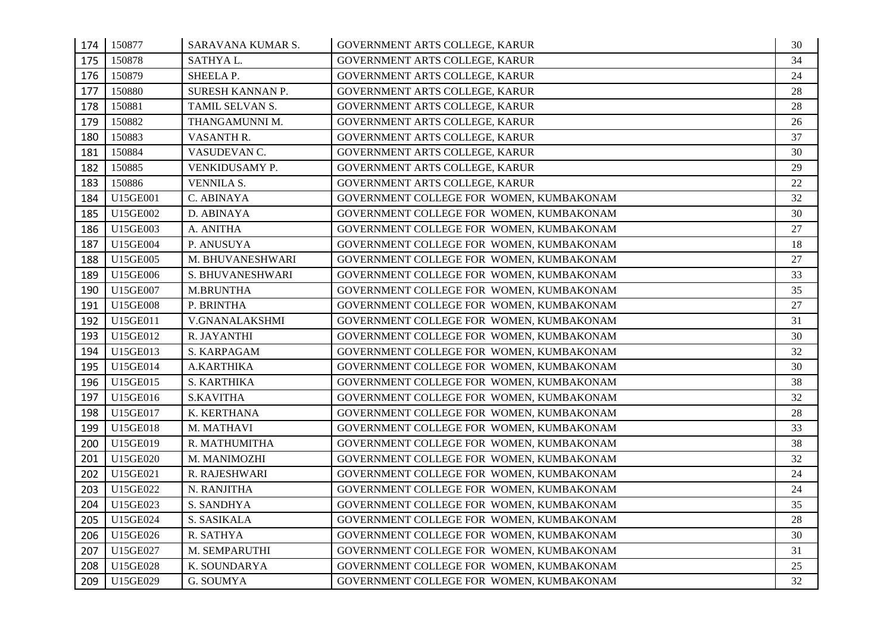| 174 | 150877 | SARAVANA KUMAR S. | GOVERNMENT ARTS COLLEGE, KARUR | 30 |
|---|---|---|---|---|
| 175 | 150878 | SATHYA L. | GOVERNMENT ARTS COLLEGE, KARUR | 34 |
| 176 | 150879 | SHEELA P. | GOVERNMENT ARTS COLLEGE, KARUR | 24 |
| 177 | 150880 | SURESH KANNAN P. | GOVERNMENT ARTS COLLEGE, KARUR | 28 |
| 178 | 150881 | TAMIL SELVAN S. | GOVERNMENT ARTS COLLEGE, KARUR | 28 |
| 179 | 150882 | THANGAMUNNI M. | GOVERNMENT ARTS COLLEGE, KARUR | 26 |
| 180 | 150883 | VASANTH R. | GOVERNMENT ARTS COLLEGE, KARUR | 37 |
| 181 | 150884 | VASUDEVAN C. | GOVERNMENT ARTS COLLEGE, KARUR | 30 |
| 182 | 150885 | VENKIDUSAMY P. | GOVERNMENT ARTS COLLEGE, KARUR | 29 |
| 183 | 150886 | VENNILA S. | GOVERNMENT ARTS COLLEGE, KARUR | 22 |
| 184 | U15GE001 | C. ABINAYA | GOVERNMENT COLLEGE FOR WOMEN, KUMBAKONAM | 32 |
| 185 | U15GE002 | D. ABINAYA | GOVERNMENT COLLEGE FOR WOMEN, KUMBAKONAM | 30 |
| 186 | U15GE003 | A. ANITHA | GOVERNMENT COLLEGE FOR WOMEN, KUMBAKONAM | 27 |
| 187 | U15GE004 | P. ANUSUYA | GOVERNMENT COLLEGE FOR WOMEN, KUMBAKONAM | 18 |
| 188 | U15GE005 | M. BHUVANESHWARI | GOVERNMENT COLLEGE FOR WOMEN, KUMBAKONAM | 27 |
| 189 | U15GE006 | S. BHUVANESHWARI | GOVERNMENT COLLEGE FOR WOMEN, KUMBAKONAM | 33 |
| 190 | U15GE007 | M.BRUNTHA | GOVERNMENT COLLEGE FOR WOMEN, KUMBAKONAM | 35 |
| 191 | U15GE008 | P. BRINTHA | GOVERNMENT COLLEGE FOR WOMEN, KUMBAKONAM | 27 |
| 192 | U15GE011 | V.GNANALAKSHMI | GOVERNMENT COLLEGE FOR WOMEN, KUMBAKONAM | 31 |
| 193 | U15GE012 | R. JAYANTHI | GOVERNMENT COLLEGE FOR WOMEN, KUMBAKONAM | 30 |
| 194 | U15GE013 | S. KARPAGAM | GOVERNMENT COLLEGE FOR WOMEN, KUMBAKONAM | 32 |
| 195 | U15GE014 | A.KARTHIKA | GOVERNMENT COLLEGE FOR WOMEN, KUMBAKONAM | 30 |
| 196 | U15GE015 | S. KARTHIKA | GOVERNMENT COLLEGE FOR WOMEN, KUMBAKONAM | 38 |
| 197 | U15GE016 | S.KAVITHA | GOVERNMENT COLLEGE FOR WOMEN, KUMBAKONAM | 32 |
| 198 | U15GE017 | K. KERTHANA | GOVERNMENT COLLEGE FOR WOMEN, KUMBAKONAM | 28 |
| 199 | U15GE018 | M. MATHAVI | GOVERNMENT COLLEGE FOR WOMEN, KUMBAKONAM | 33 |
| 200 | U15GE019 | R. MATHUMITHA | GOVERNMENT COLLEGE FOR WOMEN, KUMBAKONAM | 38 |
| 201 | U15GE020 | M. MANIMOZHI | GOVERNMENT COLLEGE FOR WOMEN, KUMBAKONAM | 32 |
| 202 | U15GE021 | R. RAJESHWARI | GOVERNMENT COLLEGE FOR WOMEN, KUMBAKONAM | 24 |
| 203 | U15GE022 | N. RANJITHA | GOVERNMENT COLLEGE FOR WOMEN, KUMBAKONAM | 24 |
| 204 | U15GE023 | S. SANDHYA | GOVERNMENT COLLEGE FOR WOMEN, KUMBAKONAM | 35 |
| 205 | U15GE024 | S. SASIKALA | GOVERNMENT COLLEGE FOR WOMEN, KUMBAKONAM | 28 |
| 206 | U15GE026 | R. SATHYA | GOVERNMENT COLLEGE FOR WOMEN, KUMBAKONAM | 30 |
| 207 | U15GE027 | M. SEMPARUTHI | GOVERNMENT COLLEGE FOR WOMEN, KUMBAKONAM | 31 |
| 208 | U15GE028 | K. SOUNDARYA | GOVERNMENT COLLEGE FOR WOMEN, KUMBAKONAM | 25 |
| 209 | U15GE029 | G. SOUMYA | GOVERNMENT COLLEGE FOR WOMEN, KUMBAKONAM | 32 |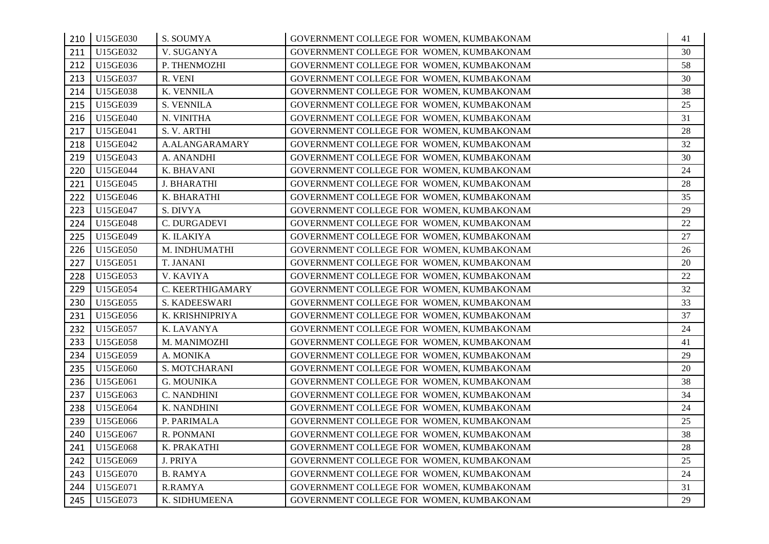| | | | | |
|---|---|---|---|---|
| 210 | U15GE030 | S. SOUMYA | GOVERNMENT COLLEGE FOR WOMEN, KUMBAKONAM | 41 |
| 211 | U15GE032 | V. SUGANYA | GOVERNMENT COLLEGE FOR WOMEN, KUMBAKONAM | 30 |
| 212 | U15GE036 | P. THENMOZHI | GOVERNMENT COLLEGE FOR WOMEN, KUMBAKONAM | 58 |
| 213 | U15GE037 | R. VENI | GOVERNMENT COLLEGE FOR WOMEN, KUMBAKONAM | 30 |
| 214 | U15GE038 | K. VENNILA | GOVERNMENT COLLEGE FOR WOMEN, KUMBAKONAM | 38 |
| 215 | U15GE039 | S. VENNILA | GOVERNMENT COLLEGE FOR WOMEN, KUMBAKONAM | 25 |
| 216 | U15GE040 | N. VINITHA | GOVERNMENT COLLEGE FOR WOMEN, KUMBAKONAM | 31 |
| 217 | U15GE041 | S. V. ARTHI | GOVERNMENT COLLEGE FOR WOMEN, KUMBAKONAM | 28 |
| 218 | U15GE042 | A.ALANGARAMARY | GOVERNMENT COLLEGE FOR WOMEN, KUMBAKONAM | 32 |
| 219 | U15GE043 | A. ANANDHI | GOVERNMENT COLLEGE FOR WOMEN, KUMBAKONAM | 30 |
| 220 | U15GE044 | K. BHAVANI | GOVERNMENT COLLEGE FOR WOMEN, KUMBAKONAM | 24 |
| 221 | U15GE045 | J. BHARATHI | GOVERNMENT COLLEGE FOR WOMEN, KUMBAKONAM | 28 |
| 222 | U15GE046 | K. BHARATHI | GOVERNMENT COLLEGE FOR WOMEN, KUMBAKONAM | 35 |
| 223 | U15GE047 | S. DIVYA | GOVERNMENT COLLEGE FOR WOMEN, KUMBAKONAM | 29 |
| 224 | U15GE048 | C. DURGADEVI | GOVERNMENT COLLEGE FOR WOMEN, KUMBAKONAM | 22 |
| 225 | U15GE049 | K. ILAKIYA | GOVERNMENT COLLEGE FOR WOMEN, KUMBAKONAM | 27 |
| 226 | U15GE050 | M. INDHUMATHI | GOVERNMENT COLLEGE FOR WOMEN, KUMBAKONAM | 26 |
| 227 | U15GE051 | T. JANANI | GOVERNMENT COLLEGE FOR WOMEN, KUMBAKONAM | 20 |
| 228 | U15GE053 | V. KAVIYA | GOVERNMENT COLLEGE FOR WOMEN, KUMBAKONAM | 22 |
| 229 | U15GE054 | C. KEERTHIGAMARY | GOVERNMENT COLLEGE FOR WOMEN, KUMBAKONAM | 32 |
| 230 | U15GE055 | S. KADEESWARI | GOVERNMENT COLLEGE FOR WOMEN, KUMBAKONAM | 33 |
| 231 | U15GE056 | K. KRISHNIPRIYA | GOVERNMENT COLLEGE FOR WOMEN, KUMBAKONAM | 37 |
| 232 | U15GE057 | K. LAVANYA | GOVERNMENT COLLEGE FOR WOMEN, KUMBAKONAM | 24 |
| 233 | U15GE058 | M. MANIMOZHI | GOVERNMENT COLLEGE FOR WOMEN, KUMBAKONAM | 41 |
| 234 | U15GE059 | A. MONIKA | GOVERNMENT COLLEGE FOR WOMEN, KUMBAKONAM | 29 |
| 235 | U15GE060 | S. MOTCHARANI | GOVERNMENT COLLEGE FOR WOMEN, KUMBAKONAM | 20 |
| 236 | U15GE061 | G. MOUNIKA | GOVERNMENT COLLEGE FOR WOMEN, KUMBAKONAM | 38 |
| 237 | U15GE063 | C. NANDHINI | GOVERNMENT COLLEGE FOR WOMEN, KUMBAKONAM | 34 |
| 238 | U15GE064 | K. NANDHINI | GOVERNMENT COLLEGE FOR WOMEN, KUMBAKONAM | 24 |
| 239 | U15GE066 | P. PARIMALA | GOVERNMENT COLLEGE FOR WOMEN, KUMBAKONAM | 25 |
| 240 | U15GE067 | R. PONMANI | GOVERNMENT COLLEGE FOR WOMEN, KUMBAKONAM | 38 |
| 241 | U15GE068 | K. PRAKATHI | GOVERNMENT COLLEGE FOR WOMEN, KUMBAKONAM | 28 |
| 242 | U15GE069 | J. PRIYA | GOVERNMENT COLLEGE FOR WOMEN, KUMBAKONAM | 25 |
| 243 | U15GE070 | B. RAMYA | GOVERNMENT COLLEGE FOR WOMEN, KUMBAKONAM | 24 |
| 244 | U15GE071 | R.RAMYA | GOVERNMENT COLLEGE FOR WOMEN, KUMBAKONAM | 31 |
| 245 | U15GE073 | K. SIDHUMEENA | GOVERNMENT COLLEGE FOR WOMEN, KUMBAKONAM | 29 |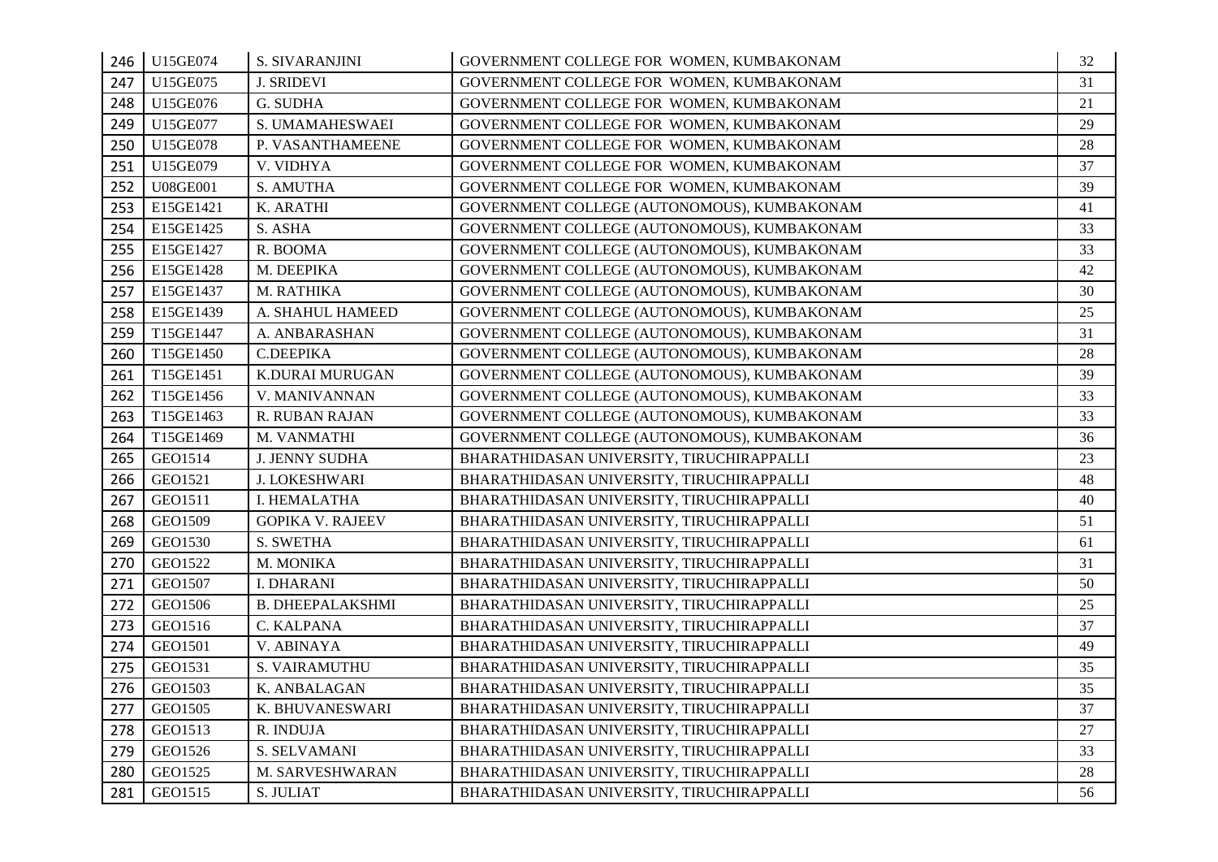| 246 | U15GE074 | S. SIVARANJINI | GOVERNMENT COLLEGE FOR WOMEN, KUMBAKONAM | 32 |
|---|---|---|---|---|
| 247 | U15GE075 | J. SRIDEVI | GOVERNMENT COLLEGE FOR WOMEN, KUMBAKONAM | 31 |
| 248 | U15GE076 | G. SUDHA | GOVERNMENT COLLEGE FOR WOMEN, KUMBAKONAM | 21 |
| 249 | U15GE077 | S. UMAMAHESWAEI | GOVERNMENT COLLEGE FOR WOMEN, KUMBAKONAM | 29 |
| 250 | U15GE078 | P. VASANTHAMEENE | GOVERNMENT COLLEGE FOR WOMEN, KUMBAKONAM | 28 |
| 251 | U15GE079 | V. VIDHYA | GOVERNMENT COLLEGE FOR WOMEN, KUMBAKONAM | 37 |
| 252 | U08GE001 | S. AMUTHA | GOVERNMENT COLLEGE FOR WOMEN, KUMBAKONAM | 39 |
| 253 | E15GE1421 | K. ARATHI | GOVERNMENT COLLEGE (AUTONOMOUS), KUMBAKONAM | 41 |
| 254 | E15GE1425 | S. ASHA | GOVERNMENT COLLEGE (AUTONOMOUS), KUMBAKONAM | 33 |
| 255 | E15GE1427 | R. BOOMA | GOVERNMENT COLLEGE (AUTONOMOUS), KUMBAKONAM | 33 |
| 256 | E15GE1428 | M. DEEPIKA | GOVERNMENT COLLEGE (AUTONOMOUS), KUMBAKONAM | 42 |
| 257 | E15GE1437 | M. RATHIKA | GOVERNMENT COLLEGE (AUTONOMOUS), KUMBAKONAM | 30 |
| 258 | E15GE1439 | A. SHAHUL HAMEED | GOVERNMENT COLLEGE (AUTONOMOUS), KUMBAKONAM | 25 |
| 259 | T15GE1447 | A. ANBARASHAN | GOVERNMENT COLLEGE (AUTONOMOUS), KUMBAKONAM | 31 |
| 260 | T15GE1450 | C.DEEPIKA | GOVERNMENT COLLEGE (AUTONOMOUS), KUMBAKONAM | 28 |
| 261 | T15GE1451 | K.DURAI MURUGAN | GOVERNMENT COLLEGE (AUTONOMOUS), KUMBAKONAM | 39 |
| 262 | T15GE1456 | V. MANIVANNAN | GOVERNMENT COLLEGE (AUTONOMOUS), KUMBAKONAM | 33 |
| 263 | T15GE1463 | R. RUBAN RAJAN | GOVERNMENT COLLEGE (AUTONOMOUS), KUMBAKONAM | 33 |
| 264 | T15GE1469 | M. VANMATHI | GOVERNMENT COLLEGE (AUTONOMOUS), KUMBAKONAM | 36 |
| 265 | GEO1514 | J. JENNY SUDHA | BHARATHIDASAN UNIVERSITY, TIRUCHIRAPPALLI | 23 |
| 266 | GEO1521 | J. LOKESHWARI | BHARATHIDASAN UNIVERSITY, TIRUCHIRAPPALLI | 48 |
| 267 | GEO1511 | I. HEMALATHA | BHARATHIDASAN UNIVERSITY, TIRUCHIRAPPALLI | 40 |
| 268 | GEO1509 | GOPIKA V. RAJEEV | BHARATHIDASAN UNIVERSITY, TIRUCHIRAPPALLI | 51 |
| 269 | GEO1530 | S. SWETHA | BHARATHIDASAN UNIVERSITY, TIRUCHIRAPPALLI | 61 |
| 270 | GEO1522 | M. MONIKA | BHARATHIDASAN UNIVERSITY, TIRUCHIRAPPALLI | 31 |
| 271 | GEO1507 | I. DHARANI | BHARATHIDASAN UNIVERSITY, TIRUCHIRAPPALLI | 50 |
| 272 | GEO1506 | B. DHEEPALAKSHMI | BHARATHIDASAN UNIVERSITY, TIRUCHIRAPPALLI | 25 |
| 273 | GEO1516 | C. KALPANA | BHARATHIDASAN UNIVERSITY, TIRUCHIRAPPALLI | 37 |
| 274 | GEO1501 | V. ABINAYA | BHARATHIDASAN UNIVERSITY, TIRUCHIRAPPALLI | 49 |
| 275 | GEO1531 | S. VAIRAMUTHU | BHARATHIDASAN UNIVERSITY, TIRUCHIRAPPALLI | 35 |
| 276 | GEO1503 | K. ANBALAGAN | BHARATHIDASAN UNIVERSITY, TIRUCHIRAPPALLI | 35 |
| 277 | GEO1505 | K. BHUVANESWARI | BHARATHIDASAN UNIVERSITY, TIRUCHIRAPPALLI | 37 |
| 278 | GEO1513 | R. INDUJA | BHARATHIDASAN UNIVERSITY, TIRUCHIRAPPALLI | 27 |
| 279 | GEO1526 | S. SELVAMANI | BHARATHIDASAN UNIVERSITY, TIRUCHIRAPPALLI | 33 |
| 280 | GEO1525 | M. SARVESHWARAN | BHARATHIDASAN UNIVERSITY, TIRUCHIRAPPALLI | 28 |
| 281 | GEO1515 | S. JULIAT | BHARATHIDASAN UNIVERSITY, TIRUCHIRAPPALLI | 56 |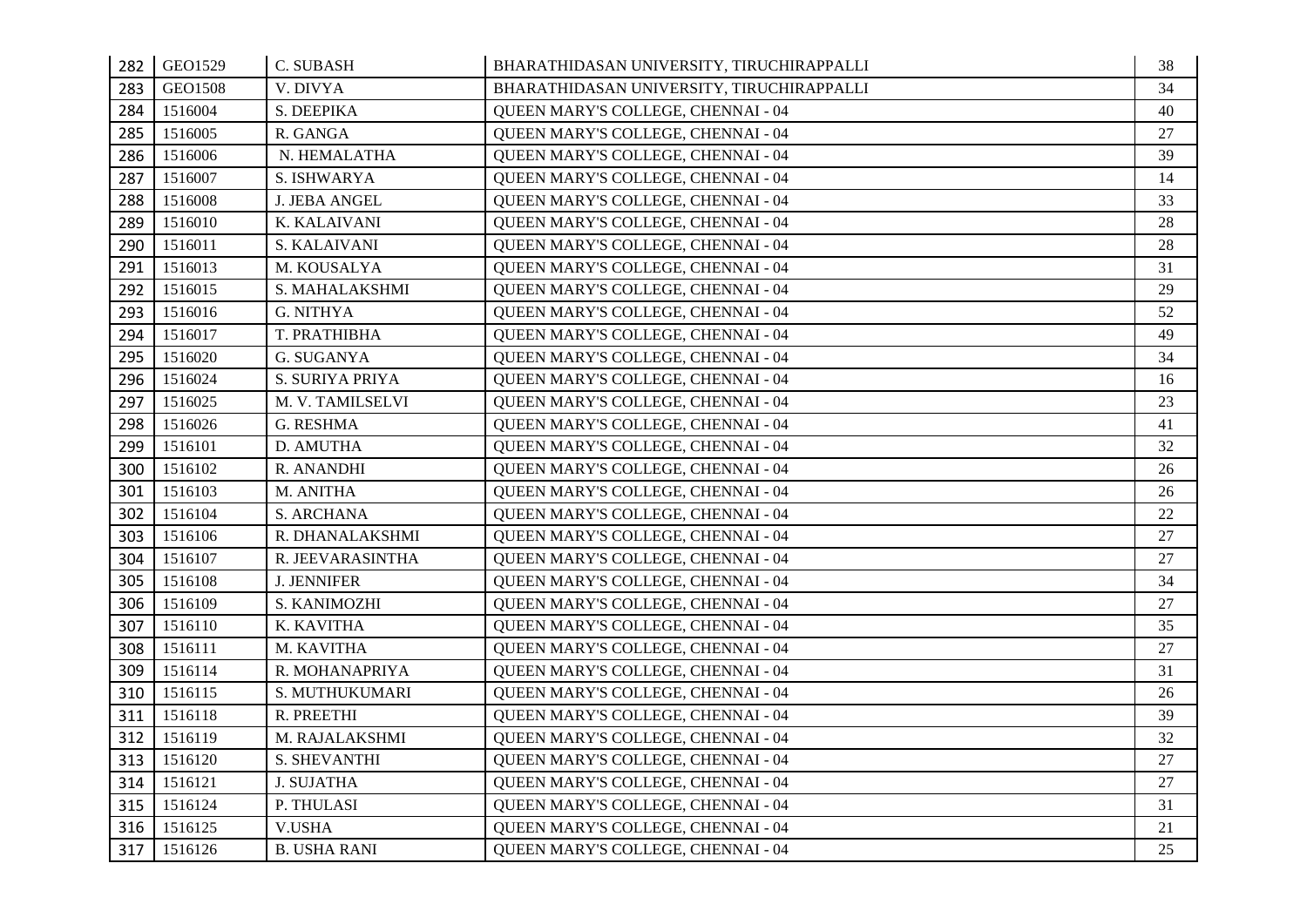| 282 | GEO1529 | C. SUBASH | BHARATHIDASAN UNIVERSITY, TIRUCHIRAPPALLI | 38 |
|---|---|---|---|---|
| 283 | GEO1508 | V. DIVYA | BHARATHIDASAN UNIVERSITY, TIRUCHIRAPPALLI | 34 |
| 284 | 1516004 | S. DEEPIKA | QUEEN MARY'S COLLEGE, CHENNAI - 04 | 40 |
| 285 | 1516005 | R. GANGA | QUEEN MARY'S COLLEGE, CHENNAI - 04 | 27 |
| 286 | 1516006 | N. HEMALATHA | QUEEN MARY'S COLLEGE, CHENNAI - 04 | 39 |
| 287 | 1516007 | S. ISHWARYA | QUEEN MARY'S COLLEGE, CHENNAI - 04 | 14 |
| 288 | 1516008 | J. JEBA ANGEL | QUEEN MARY'S COLLEGE, CHENNAI - 04 | 33 |
| 289 | 1516010 | K. KALAIVANI | QUEEN MARY'S COLLEGE, CHENNAI - 04 | 28 |
| 290 | 1516011 | S. KALAIVANI | QUEEN MARY'S COLLEGE, CHENNAI - 04 | 28 |
| 291 | 1516013 | M. KOUSALYA | QUEEN MARY'S COLLEGE, CHENNAI - 04 | 31 |
| 292 | 1516015 | S. MAHALAKSHMI | QUEEN MARY'S COLLEGE, CHENNAI - 04 | 29 |
| 293 | 1516016 | G. NITHYA | QUEEN MARY'S COLLEGE, CHENNAI - 04 | 52 |
| 294 | 1516017 | T. PRATHIBHA | QUEEN MARY'S COLLEGE, CHENNAI - 04 | 49 |
| 295 | 1516020 | G. SUGANYA | QUEEN MARY'S COLLEGE, CHENNAI - 04 | 34 |
| 296 | 1516024 | S. SURIYA PRIYA | QUEEN MARY'S COLLEGE, CHENNAI - 04 | 16 |
| 297 | 1516025 | M. V. TAMILSELVI | QUEEN MARY'S COLLEGE, CHENNAI - 04 | 23 |
| 298 | 1516026 | G. RESHMA | QUEEN MARY'S COLLEGE, CHENNAI - 04 | 41 |
| 299 | 1516101 | D. AMUTHA | QUEEN MARY'S COLLEGE, CHENNAI - 04 | 32 |
| 300 | 1516102 | R. ANANDHI | QUEEN MARY'S COLLEGE, CHENNAI - 04 | 26 |
| 301 | 1516103 | M. ANITHA | QUEEN MARY'S COLLEGE, CHENNAI - 04 | 26 |
| 302 | 1516104 | S. ARCHANA | QUEEN MARY'S COLLEGE, CHENNAI - 04 | 22 |
| 303 | 1516106 | R. DHANALAKSHMI | QUEEN MARY'S COLLEGE, CHENNAI - 04 | 27 |
| 304 | 1516107 | R. JEEVARASINTHA | QUEEN MARY'S COLLEGE, CHENNAI - 04 | 27 |
| 305 | 1516108 | J. JENNIFER | QUEEN MARY'S COLLEGE, CHENNAI - 04 | 34 |
| 306 | 1516109 | S. KANIMOZHI | QUEEN MARY'S COLLEGE, CHENNAI - 04 | 27 |
| 307 | 1516110 | K. KAVITHA | QUEEN MARY'S COLLEGE, CHENNAI - 04 | 35 |
| 308 | 1516111 | M. KAVITHA | QUEEN MARY'S COLLEGE, CHENNAI - 04 | 27 |
| 309 | 1516114 | R. MOHANAPRIYA | QUEEN MARY'S COLLEGE, CHENNAI - 04 | 31 |
| 310 | 1516115 | S. MUTHUKUMARI | QUEEN MARY'S COLLEGE, CHENNAI - 04 | 26 |
| 311 | 1516118 | R. PREETHI | QUEEN MARY'S COLLEGE, CHENNAI - 04 | 39 |
| 312 | 1516119 | M. RAJALAKSHMI | QUEEN MARY'S COLLEGE, CHENNAI - 04 | 32 |
| 313 | 1516120 | S. SHEVANTHI | QUEEN MARY'S COLLEGE, CHENNAI - 04 | 27 |
| 314 | 1516121 | J. SUJATHA | QUEEN MARY'S COLLEGE, CHENNAI - 04 | 27 |
| 315 | 1516124 | P. THULASI | QUEEN MARY'S COLLEGE, CHENNAI - 04 | 31 |
| 316 | 1516125 | V.USHA | QUEEN MARY'S COLLEGE, CHENNAI - 04 | 21 |
| 317 | 1516126 | B. USHA RANI | QUEEN MARY'S COLLEGE, CHENNAI - 04 | 25 |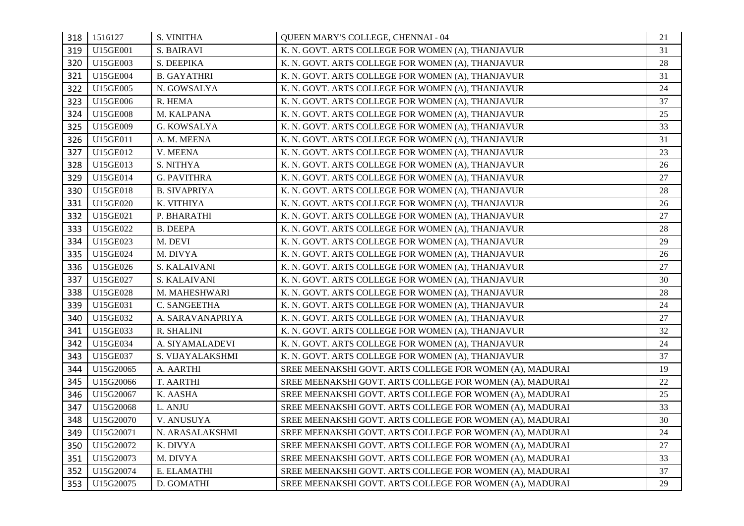| 318 | 1516127 | S. VINITHA | QUEEN MARY'S COLLEGE, CHENNAI - 04 | 21 |
|---|---|---|---|---|
| 319 | U15GE001 | S. BAIRAVI | K. N. GOVT. ARTS COLLEGE FOR WOMEN (A), THANJAVUR | 31 |
| 320 | U15GE003 | S. DEEPIKA | K. N. GOVT. ARTS COLLEGE FOR WOMEN (A), THANJAVUR | 28 |
| 321 | U15GE004 | B. GAYATHRI | K. N. GOVT. ARTS COLLEGE FOR WOMEN (A), THANJAVUR | 31 |
| 322 | U15GE005 | N. GOWSALYA | K. N. GOVT. ARTS COLLEGE FOR WOMEN (A), THANJAVUR | 24 |
| 323 | U15GE006 | R. HEMA | K. N. GOVT. ARTS COLLEGE FOR WOMEN (A), THANJAVUR | 37 |
| 324 | U15GE008 | M. KALPANA | K. N. GOVT. ARTS COLLEGE FOR WOMEN (A), THANJAVUR | 25 |
| 325 | U15GE009 | G. KOWSALYA | K. N. GOVT. ARTS COLLEGE FOR WOMEN (A), THANJAVUR | 33 |
| 326 | U15GE011 | A. M. MEENA | K. N. GOVT. ARTS COLLEGE FOR WOMEN (A), THANJAVUR | 31 |
| 327 | U15GE012 | V. MEENA | K. N. GOVT. ARTS COLLEGE FOR WOMEN (A), THANJAVUR | 23 |
| 328 | U15GE013 | S. NITHYA | K. N. GOVT. ARTS COLLEGE FOR WOMEN (A), THANJAVUR | 26 |
| 329 | U15GE014 | G. PAVITHRA | K. N. GOVT. ARTS COLLEGE FOR WOMEN (A), THANJAVUR | 27 |
| 330 | U15GE018 | B. SIVAPRIYA | K. N. GOVT. ARTS COLLEGE FOR WOMEN (A), THANJAVUR | 28 |
| 331 | U15GE020 | K. VITHIYA | K. N. GOVT. ARTS COLLEGE FOR WOMEN (A), THANJAVUR | 26 |
| 332 | U15GE021 | P. BHARATHI | K. N. GOVT. ARTS COLLEGE FOR WOMEN (A), THANJAVUR | 27 |
| 333 | U15GE022 | B. DEEPA | K. N. GOVT. ARTS COLLEGE FOR WOMEN (A), THANJAVUR | 28 |
| 334 | U15GE023 | M. DEVI | K. N. GOVT. ARTS COLLEGE FOR WOMEN (A), THANJAVUR | 29 |
| 335 | U15GE024 | M. DIVYA | K. N. GOVT. ARTS COLLEGE FOR WOMEN (A), THANJAVUR | 26 |
| 336 | U15GE026 | S. KALAIVANI | K. N. GOVT. ARTS COLLEGE FOR WOMEN (A), THANJAVUR | 27 |
| 337 | U15GE027 | S. KALAIVANI | K. N. GOVT. ARTS COLLEGE FOR WOMEN (A), THANJAVUR | 30 |
| 338 | U15GE028 | M. MAHESHWARI | K. N. GOVT. ARTS COLLEGE FOR WOMEN (A), THANJAVUR | 28 |
| 339 | U15GE031 | C. SANGEETHA | K. N. GOVT. ARTS COLLEGE FOR WOMEN (A), THANJAVUR | 24 |
| 340 | U15GE032 | A. SARAVANAPRIYA | K. N. GOVT. ARTS COLLEGE FOR WOMEN (A), THANJAVUR | 27 |
| 341 | U15GE033 | R. SHALINI | K. N. GOVT. ARTS COLLEGE FOR WOMEN (A), THANJAVUR | 32 |
| 342 | U15GE034 | A. SIYAMALADEVI | K. N. GOVT. ARTS COLLEGE FOR WOMEN (A), THANJAVUR | 24 |
| 343 | U15GE037 | S. VIJAYALAKSHMI | K. N. GOVT. ARTS COLLEGE FOR WOMEN (A), THANJAVUR | 37 |
| 344 | U15G20065 | A. AARTHI | SREE MEENAKSHI GOVT. ARTS COLLEGE FOR WOMEN (A), MADURAI | 19 |
| 345 | U15G20066 | T. AARTHI | SREE MEENAKSHI GOVT. ARTS COLLEGE FOR WOMEN (A), MADURAI | 22 |
| 346 | U15G20067 | K. AASHA | SREE MEENAKSHI GOVT. ARTS COLLEGE FOR WOMEN (A), MADURAI | 25 |
| 347 | U15G20068 | L. ANJU | SREE MEENAKSHI GOVT. ARTS COLLEGE FOR WOMEN (A), MADURAI | 33 |
| 348 | U15G20070 | V. ANUSUYA | SREE MEENAKSHI GOVT. ARTS COLLEGE FOR WOMEN (A), MADURAI | 30 |
| 349 | U15G20071 | N. ARASALAKSHMI | SREE MEENAKSHI GOVT. ARTS COLLEGE FOR WOMEN (A), MADURAI | 24 |
| 350 | U15G20072 | K. DIVYA | SREE MEENAKSHI GOVT. ARTS COLLEGE FOR WOMEN (A), MADURAI | 27 |
| 351 | U15G20073 | M. DIVYA | SREE MEENAKSHI GOVT. ARTS COLLEGE FOR WOMEN (A), MADURAI | 33 |
| 352 | U15G20074 | E. ELAMATHI | SREE MEENAKSHI GOVT. ARTS COLLEGE FOR WOMEN (A), MADURAI | 37 |
| 353 | U15G20075 | D. GOMATHI | SREE MEENAKSHI GOVT. ARTS COLLEGE FOR WOMEN (A), MADURAI | 29 |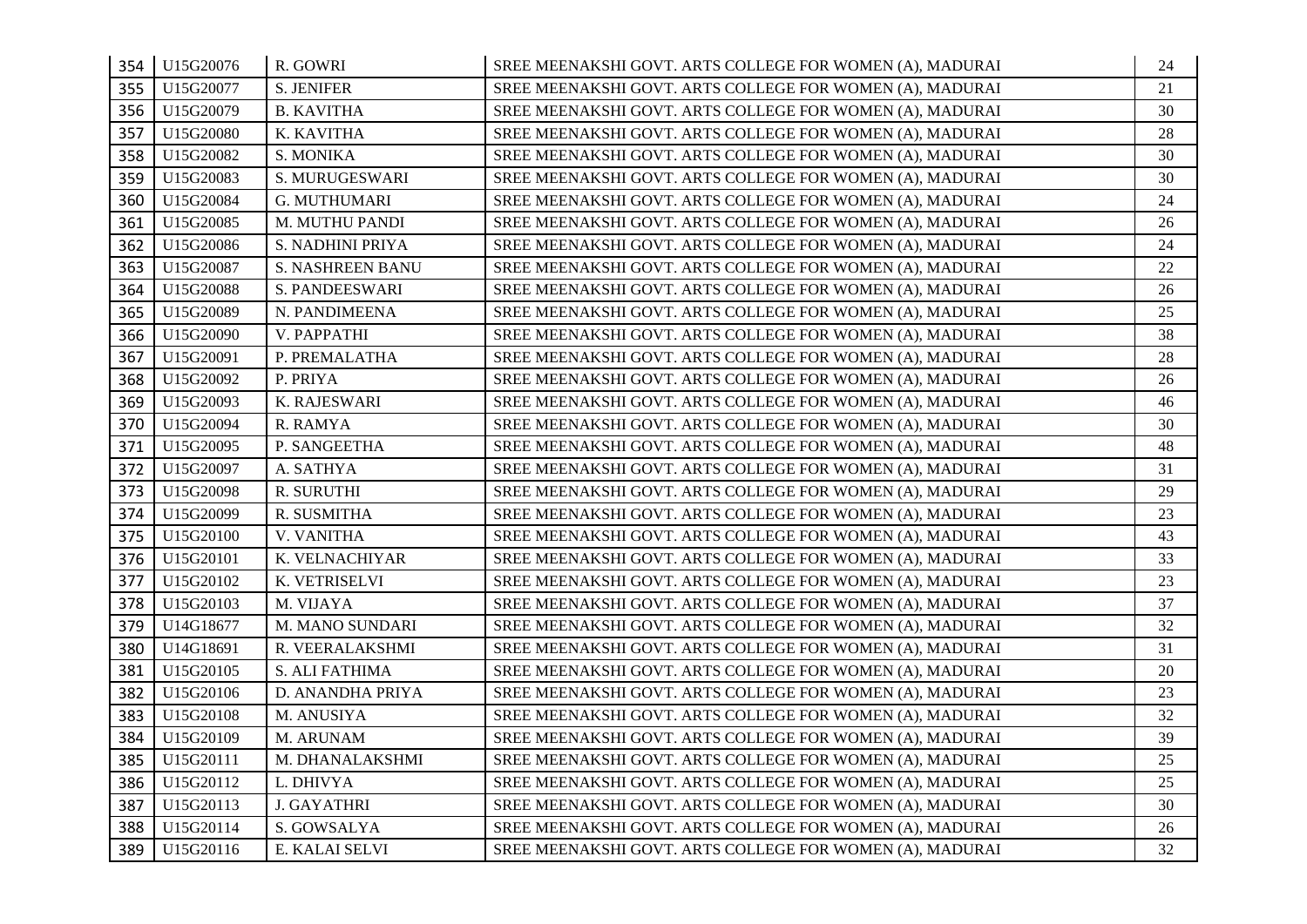| 354 | U15G20076 | R. GOWRI | SREE MEENAKSHI GOVT. ARTS COLLEGE FOR WOMEN (A), MADURAI | 24 |
|---|---|---|---|---|
| 355 | U15G20077 | S. JENIFER | SREE MEENAKSHI GOVT. ARTS COLLEGE FOR WOMEN (A), MADURAI | 21 |
| 356 | U15G20079 | B. KAVITHA | SREE MEENAKSHI GOVT. ARTS COLLEGE FOR WOMEN (A), MADURAI | 30 |
| 357 | U15G20080 | K. KAVITHA | SREE MEENAKSHI GOVT. ARTS COLLEGE FOR WOMEN (A), MADURAI | 28 |
| 358 | U15G20082 | S. MONIKA | SREE MEENAKSHI GOVT. ARTS COLLEGE FOR WOMEN (A), MADURAI | 30 |
| 359 | U15G20083 | S. MURUGESWARI | SREE MEENAKSHI GOVT. ARTS COLLEGE FOR WOMEN (A), MADURAI | 30 |
| 360 | U15G20084 | G. MUTHUMARI | SREE MEENAKSHI GOVT. ARTS COLLEGE FOR WOMEN (A), MADURAI | 24 |
| 361 | U15G20085 | M. MUTHU PANDI | SREE MEENAKSHI GOVT. ARTS COLLEGE FOR WOMEN (A), MADURAI | 26 |
| 362 | U15G20086 | S. NADHINI PRIYA | SREE MEENAKSHI GOVT. ARTS COLLEGE FOR WOMEN (A), MADURAI | 24 |
| 363 | U15G20087 | S. NASHREEN BANU | SREE MEENAKSHI GOVT. ARTS COLLEGE FOR WOMEN (A), MADURAI | 22 |
| 364 | U15G20088 | S. PANDEESWARI | SREE MEENAKSHI GOVT. ARTS COLLEGE FOR WOMEN (A), MADURAI | 26 |
| 365 | U15G20089 | N. PANDIMEENA | SREE MEENAKSHI GOVT. ARTS COLLEGE FOR WOMEN (A), MADURAI | 25 |
| 366 | U15G20090 | V. PAPPATHI | SREE MEENAKSHI GOVT. ARTS COLLEGE FOR WOMEN (A), MADURAI | 38 |
| 367 | U15G20091 | P. PREMALATHA | SREE MEENAKSHI GOVT. ARTS COLLEGE FOR WOMEN (A), MADURAI | 28 |
| 368 | U15G20092 | P. PRIYA | SREE MEENAKSHI GOVT. ARTS COLLEGE FOR WOMEN (A), MADURAI | 26 |
| 369 | U15G20093 | K. RAJESWARI | SREE MEENAKSHI GOVT. ARTS COLLEGE FOR WOMEN (A), MADURAI | 46 |
| 370 | U15G20094 | R. RAMYA | SREE MEENAKSHI GOVT. ARTS COLLEGE FOR WOMEN (A), MADURAI | 30 |
| 371 | U15G20095 | P. SANGEETHA | SREE MEENAKSHI GOVT. ARTS COLLEGE FOR WOMEN (A), MADURAI | 48 |
| 372 | U15G20097 | A. SATHYA | SREE MEENAKSHI GOVT. ARTS COLLEGE FOR WOMEN (A), MADURAI | 31 |
| 373 | U15G20098 | R. SURUTHI | SREE MEENAKSHI GOVT. ARTS COLLEGE FOR WOMEN (A), MADURAI | 29 |
| 374 | U15G20099 | R. SUSMITHA | SREE MEENAKSHI GOVT. ARTS COLLEGE FOR WOMEN (A), MADURAI | 23 |
| 375 | U15G20100 | V. VANITHA | SREE MEENAKSHI GOVT. ARTS COLLEGE FOR WOMEN (A), MADURAI | 43 |
| 376 | U15G20101 | K. VELNACHIYAR | SREE MEENAKSHI GOVT. ARTS COLLEGE FOR WOMEN (A), MADURAI | 33 |
| 377 | U15G20102 | K. VETRISELVI | SREE MEENAKSHI GOVT. ARTS COLLEGE FOR WOMEN (A), MADURAI | 23 |
| 378 | U15G20103 | M. VIJAYA | SREE MEENAKSHI GOVT. ARTS COLLEGE FOR WOMEN (A), MADURAI | 37 |
| 379 | U14G18677 | M. MANO SUNDARI | SREE MEENAKSHI GOVT. ARTS COLLEGE FOR WOMEN (A), MADURAI | 32 |
| 380 | U14G18691 | R. VEERALAKSHMI | SREE MEENAKSHI GOVT. ARTS COLLEGE FOR WOMEN (A), MADURAI | 31 |
| 381 | U15G20105 | S. ALI FATHIMA | SREE MEENAKSHI GOVT. ARTS COLLEGE FOR WOMEN (A), MADURAI | 20 |
| 382 | U15G20106 | D. ANANDHA PRIYA | SREE MEENAKSHI GOVT. ARTS COLLEGE FOR WOMEN (A), MADURAI | 23 |
| 383 | U15G20108 | M. ANUSIYA | SREE MEENAKSHI GOVT. ARTS COLLEGE FOR WOMEN (A), MADURAI | 32 |
| 384 | U15G20109 | M. ARUNAM | SREE MEENAKSHI GOVT. ARTS COLLEGE FOR WOMEN (A), MADURAI | 39 |
| 385 | U15G20111 | M. DHANALAKSHMI | SREE MEENAKSHI GOVT. ARTS COLLEGE FOR WOMEN (A), MADURAI | 25 |
| 386 | U15G20112 | L. DHIVYA | SREE MEENAKSHI GOVT. ARTS COLLEGE FOR WOMEN (A), MADURAI | 25 |
| 387 | U15G20113 | J. GAYATHRI | SREE MEENAKSHI GOVT. ARTS COLLEGE FOR WOMEN (A), MADURAI | 30 |
| 388 | U15G20114 | S. GOWSALYA | SREE MEENAKSHI GOVT. ARTS COLLEGE FOR WOMEN (A), MADURAI | 26 |
| 389 | U15G20116 | E. KALAI SELVI | SREE MEENAKSHI GOVT. ARTS COLLEGE FOR WOMEN (A), MADURAI | 32 |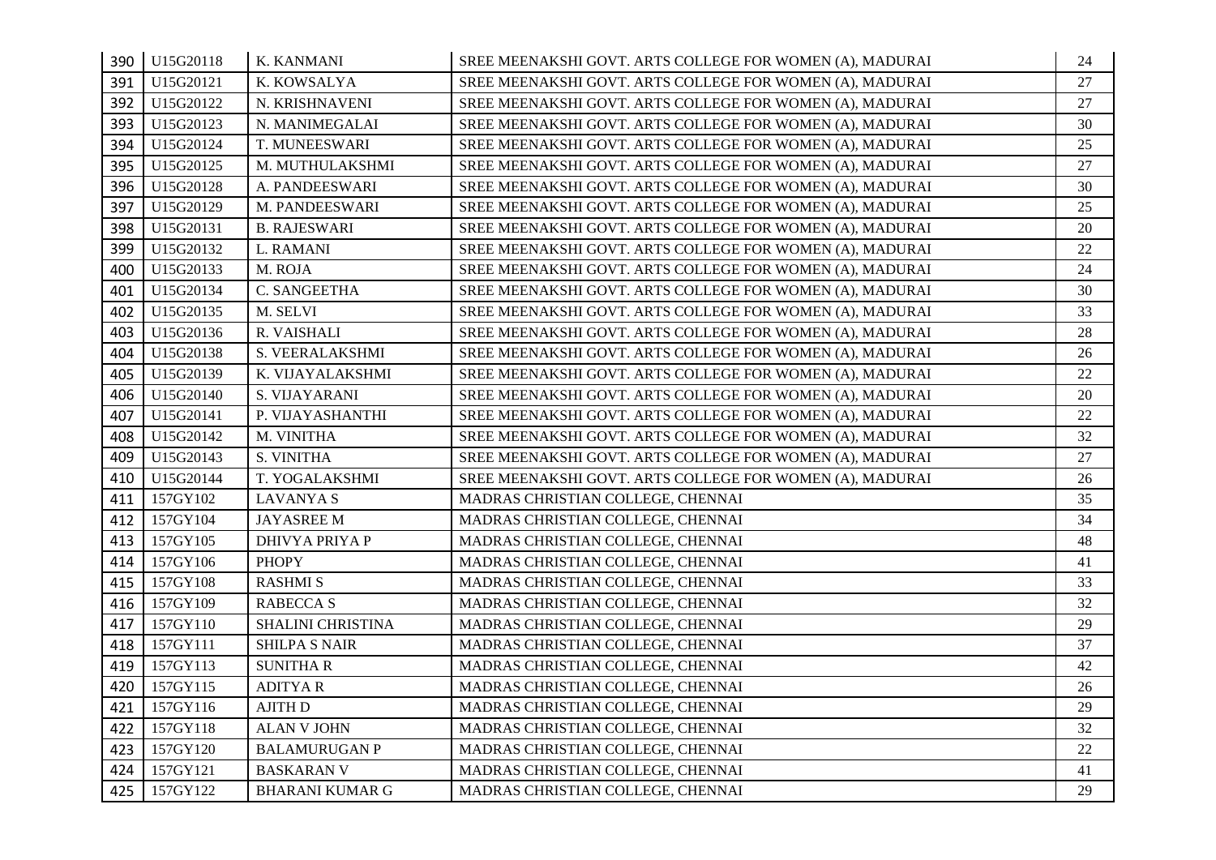| 390 | U15G20118 | K. KANMANI | SREE MEENAKSHI GOVT. ARTS COLLEGE FOR WOMEN (A), MADURAI | 24 |
|---|---|---|---|---|
| 391 | U15G20121 | K. KOWSALYA | SREE MEENAKSHI GOVT. ARTS COLLEGE FOR WOMEN (A), MADURAI | 27 |
| 392 | U15G20122 | N. KRISHNAVENI | SREE MEENAKSHI GOVT. ARTS COLLEGE FOR WOMEN (A), MADURAI | 27 |
| 393 | U15G20123 | N. MANIMEGALAI | SREE MEENAKSHI GOVT. ARTS COLLEGE FOR WOMEN (A), MADURAI | 30 |
| 394 | U15G20124 | T. MUNEESWARI | SREE MEENAKSHI GOVT. ARTS COLLEGE FOR WOMEN (A), MADURAI | 25 |
| 395 | U15G20125 | M. MUTHULAKSHMI | SREE MEENAKSHI GOVT. ARTS COLLEGE FOR WOMEN (A), MADURAI | 27 |
| 396 | U15G20128 | A. PANDEESWARI | SREE MEENAKSHI GOVT. ARTS COLLEGE FOR WOMEN (A), MADURAI | 30 |
| 397 | U15G20129 | M. PANDEESWARI | SREE MEENAKSHI GOVT. ARTS COLLEGE FOR WOMEN (A), MADURAI | 25 |
| 398 | U15G20131 | B. RAJESWARI | SREE MEENAKSHI GOVT. ARTS COLLEGE FOR WOMEN (A), MADURAI | 20 |
| 399 | U15G20132 | L. RAMANI | SREE MEENAKSHI GOVT. ARTS COLLEGE FOR WOMEN (A), MADURAI | 22 |
| 400 | U15G20133 | M. ROJA | SREE MEENAKSHI GOVT. ARTS COLLEGE FOR WOMEN (A), MADURAI | 24 |
| 401 | U15G20134 | C. SANGEETHA | SREE MEENAKSHI GOVT. ARTS COLLEGE FOR WOMEN (A), MADURAI | 30 |
| 402 | U15G20135 | M. SELVI | SREE MEENAKSHI GOVT. ARTS COLLEGE FOR WOMEN (A), MADURAI | 33 |
| 403 | U15G20136 | R. VAISHALI | SREE MEENAKSHI GOVT. ARTS COLLEGE FOR WOMEN (A), MADURAI | 28 |
| 404 | U15G20138 | S. VEERALAKSHMI | SREE MEENAKSHI GOVT. ARTS COLLEGE FOR WOMEN (A), MADURAI | 26 |
| 405 | U15G20139 | K. VIJAYALAKSHMI | SREE MEENAKSHI GOVT. ARTS COLLEGE FOR WOMEN (A), MADURAI | 22 |
| 406 | U15G20140 | S. VIJAYARANI | SREE MEENAKSHI GOVT. ARTS COLLEGE FOR WOMEN (A), MADURAI | 20 |
| 407 | U15G20141 | P. VIJAYASHANTHI | SREE MEENAKSHI GOVT. ARTS COLLEGE FOR WOMEN (A), MADURAI | 22 |
| 408 | U15G20142 | M. VINITHA | SREE MEENAKSHI GOVT. ARTS COLLEGE FOR WOMEN (A), MADURAI | 32 |
| 409 | U15G20143 | S. VINITHA | SREE MEENAKSHI GOVT. ARTS COLLEGE FOR WOMEN (A), MADURAI | 27 |
| 410 | U15G20144 | T. YOGALAKSHMI | SREE MEENAKSHI GOVT. ARTS COLLEGE FOR WOMEN (A), MADURAI | 26 |
| 411 | 157GY102 | LAVANYA S | MADRAS CHRISTIAN COLLEGE, CHENNAI | 35 |
| 412 | 157GY104 | JAYASREE M | MADRAS CHRISTIAN COLLEGE, CHENNAI | 34 |
| 413 | 157GY105 | DHIVYA PRIYA P | MADRAS CHRISTIAN COLLEGE, CHENNAI | 48 |
| 414 | 157GY106 | PHOPY | MADRAS CHRISTIAN COLLEGE, CHENNAI | 41 |
| 415 | 157GY108 | RASHMI S | MADRAS CHRISTIAN COLLEGE, CHENNAI | 33 |
| 416 | 157GY109 | RABECCA S | MADRAS CHRISTIAN COLLEGE, CHENNAI | 32 |
| 417 | 157GY110 | SHALINI CHRISTINA | MADRAS CHRISTIAN COLLEGE, CHENNAI | 29 |
| 418 | 157GY111 | SHILPA S NAIR | MADRAS CHRISTIAN COLLEGE, CHENNAI | 37 |
| 419 | 157GY113 | SUNITHA R | MADRAS CHRISTIAN COLLEGE, CHENNAI | 42 |
| 420 | 157GY115 | ADITYA R | MADRAS CHRISTIAN COLLEGE, CHENNAI | 26 |
| 421 | 157GY116 | AJITH D | MADRAS CHRISTIAN COLLEGE, CHENNAI | 29 |
| 422 | 157GY118 | ALAN V JOHN | MADRAS CHRISTIAN COLLEGE, CHENNAI | 32 |
| 423 | 157GY120 | BALAMURUGAN P | MADRAS CHRISTIAN COLLEGE, CHENNAI | 22 |
| 424 | 157GY121 | BASKARAN V | MADRAS CHRISTIAN COLLEGE, CHENNAI | 41 |
| 425 | 157GY122 | BHARANI KUMAR G | MADRAS CHRISTIAN COLLEGE, CHENNAI | 29 |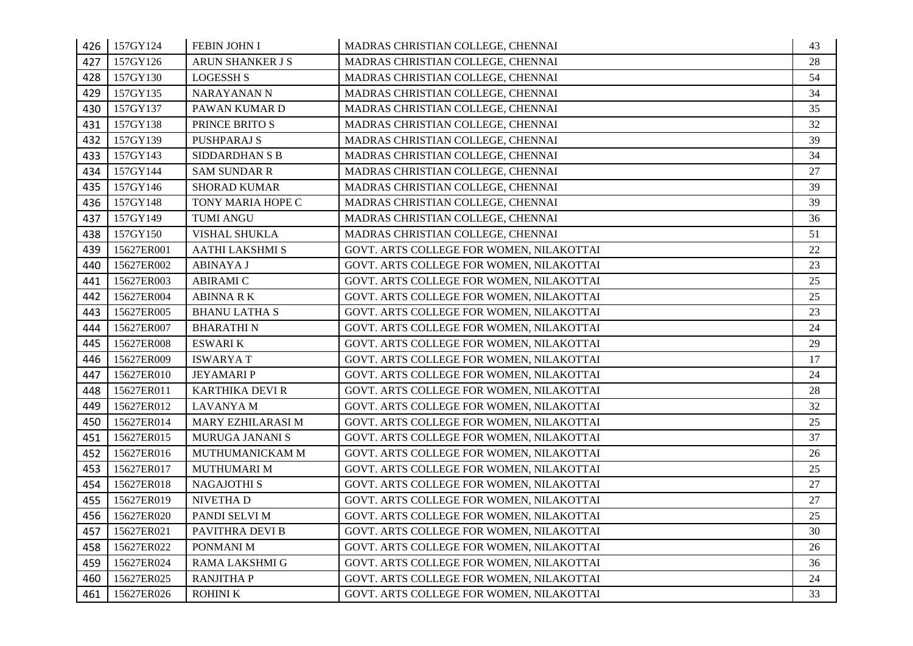| | | | | |
|---|---|---|---|---|
| 426 | 157GY124 | FEBIN JOHN I | MADRAS CHRISTIAN COLLEGE, CHENNAI | 43 |
| 427 | 157GY126 | ARUN SHANKER J S | MADRAS CHRISTIAN COLLEGE, CHENNAI | 28 |
| 428 | 157GY130 | LOGESSH S | MADRAS CHRISTIAN COLLEGE, CHENNAI | 54 |
| 429 | 157GY135 | NARAYANAN N | MADRAS CHRISTIAN COLLEGE, CHENNAI | 34 |
| 430 | 157GY137 | PAWAN KUMAR D | MADRAS CHRISTIAN COLLEGE, CHENNAI | 35 |
| 431 | 157GY138 | PRINCE BRITO S | MADRAS CHRISTIAN COLLEGE, CHENNAI | 32 |
| 432 | 157GY139 | PUSHPARAJ S | MADRAS CHRISTIAN COLLEGE, CHENNAI | 39 |
| 433 | 157GY143 | SIDDARDHAN S B | MADRAS CHRISTIAN COLLEGE, CHENNAI | 34 |
| 434 | 157GY144 | SAM SUNDAR R | MADRAS CHRISTIAN COLLEGE, CHENNAI | 27 |
| 435 | 157GY146 | SHORAD KUMAR | MADRAS CHRISTIAN COLLEGE, CHENNAI | 39 |
| 436 | 157GY148 | TONY MARIA HOPE C | MADRAS CHRISTIAN COLLEGE, CHENNAI | 39 |
| 437 | 157GY149 | TUMI ANGU | MADRAS CHRISTIAN COLLEGE, CHENNAI | 36 |
| 438 | 157GY150 | VISHAL SHUKLA | MADRAS CHRISTIAN COLLEGE, CHENNAI | 51 |
| 439 | 15627ER001 | AATHI LAKSHMI S | GOVT. ARTS COLLEGE FOR WOMEN, NILAKOTTAI | 22 |
| 440 | 15627ER002 | ABINAYA J | GOVT. ARTS COLLEGE FOR WOMEN, NILAKOTTAI | 23 |
| 441 | 15627ER003 | ABIRAMI C | GOVT. ARTS COLLEGE FOR WOMEN, NILAKOTTAI | 25 |
| 442 | 15627ER004 | ABINNA R K | GOVT. ARTS COLLEGE FOR WOMEN, NILAKOTTAI | 25 |
| 443 | 15627ER005 | BHANU LATHA S | GOVT. ARTS COLLEGE FOR WOMEN, NILAKOTTAI | 23 |
| 444 | 15627ER007 | BHARATHI N | GOVT. ARTS COLLEGE FOR WOMEN, NILAKOTTAI | 24 |
| 445 | 15627ER008 | ESWARI K | GOVT. ARTS COLLEGE FOR WOMEN, NILAKOTTAI | 29 |
| 446 | 15627ER009 | ISWARYA T | GOVT. ARTS COLLEGE FOR WOMEN, NILAKOTTAI | 17 |
| 447 | 15627ER010 | JEYAMARI P | GOVT. ARTS COLLEGE FOR WOMEN, NILAKOTTAI | 24 |
| 448 | 15627ER011 | KARTHIKA DEVI R | GOVT. ARTS COLLEGE FOR WOMEN, NILAKOTTAI | 28 |
| 449 | 15627ER012 | LAVANYA M | GOVT. ARTS COLLEGE FOR WOMEN, NILAKOTTAI | 32 |
| 450 | 15627ER014 | MARY EZHILARASI M | GOVT. ARTS COLLEGE FOR WOMEN, NILAKOTTAI | 25 |
| 451 | 15627ER015 | MURUGA JANANI S | GOVT. ARTS COLLEGE FOR WOMEN, NILAKOTTAI | 37 |
| 452 | 15627ER016 | MUTHUMANICKAM M | GOVT. ARTS COLLEGE FOR WOMEN, NILAKOTTAI | 26 |
| 453 | 15627ER017 | MUTHUMARI M | GOVT. ARTS COLLEGE FOR WOMEN, NILAKOTTAI | 25 |
| 454 | 15627ER018 | NAGAJOTHI S | GOVT. ARTS COLLEGE FOR WOMEN, NILAKOTTAI | 27 |
| 455 | 15627ER019 | NIVETHA D | GOVT. ARTS COLLEGE FOR WOMEN, NILAKOTTAI | 27 |
| 456 | 15627ER020 | PANDI SELVI M | GOVT. ARTS COLLEGE FOR WOMEN, NILAKOTTAI | 25 |
| 457 | 15627ER021 | PAVITHRA DEVI B | GOVT. ARTS COLLEGE FOR WOMEN, NILAKOTTAI | 30 |
| 458 | 15627ER022 | PONMANI M | GOVT. ARTS COLLEGE FOR WOMEN, NILAKOTTAI | 26 |
| 459 | 15627ER024 | RAMA LAKSHMI G | GOVT. ARTS COLLEGE FOR WOMEN, NILAKOTTAI | 36 |
| 460 | 15627ER025 | RANJITHA P | GOVT. ARTS COLLEGE FOR WOMEN, NILAKOTTAI | 24 |
| 461 | 15627ER026 | ROHINI K | GOVT. ARTS COLLEGE FOR WOMEN, NILAKOTTAI | 33 |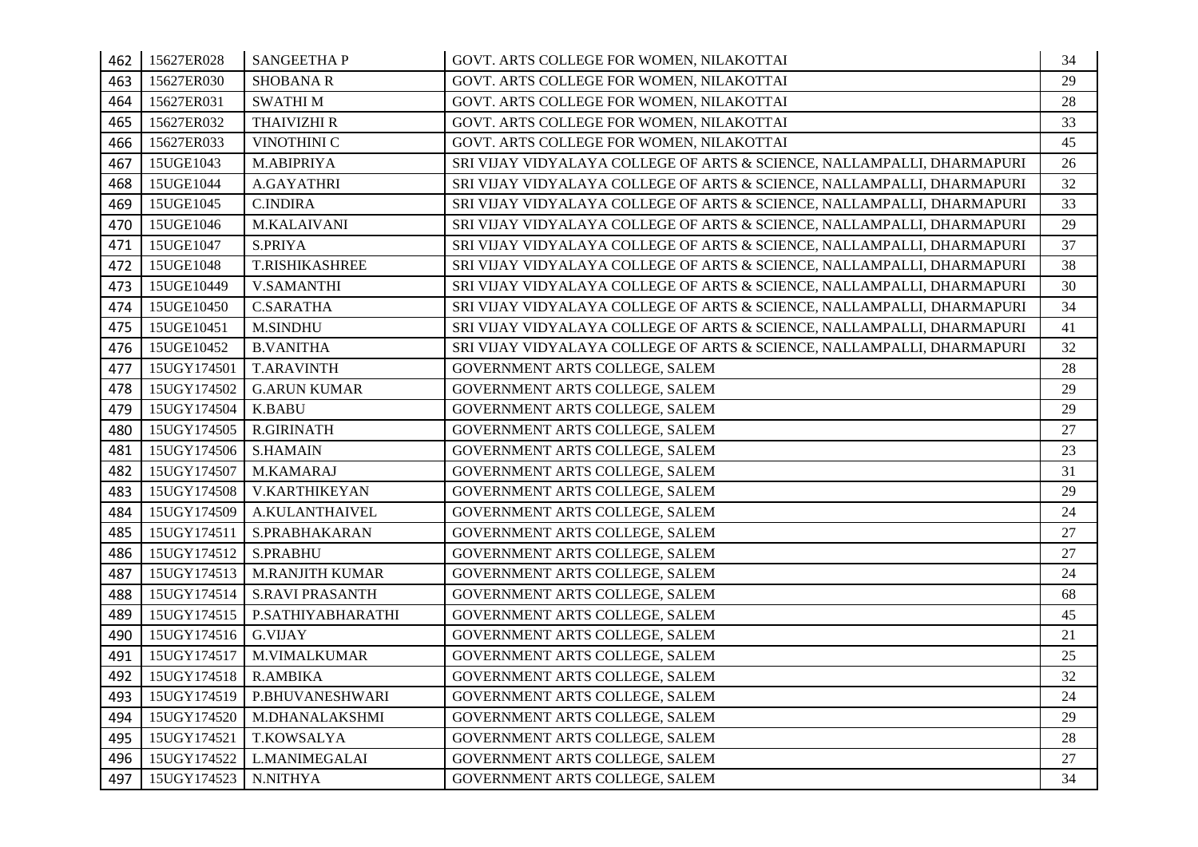| 462 | 15627ER028 | SANGEETHA P | GOVT. ARTS COLLEGE FOR WOMEN, NILAKOTTAI | 34 |
|---|---|---|---|---|
| 463 | 15627ER030 | SHOBANA R | GOVT. ARTS COLLEGE FOR WOMEN, NILAKOTTAI | 29 |
| 464 | 15627ER031 | SWATHI M | GOVT. ARTS COLLEGE FOR WOMEN, NILAKOTTAI | 28 |
| 465 | 15627ER032 | THAIVIZHI R | GOVT. ARTS COLLEGE FOR WOMEN, NILAKOTTAI | 33 |
| 466 | 15627ER033 | VINOTHINI C | GOVT. ARTS COLLEGE FOR WOMEN, NILAKOTTAI | 45 |
| 467 | 15UGE1043 | M.ABIPRIYA | SRI VIJAY VIDYALAYA COLLEGE OF ARTS & SCIENCE, NALLAMPALLI, DHARMAPURI | 26 |
| 468 | 15UGE1044 | A.GAYATHRI | SRI VIJAY VIDYALAYA COLLEGE OF ARTS & SCIENCE, NALLAMPALLI, DHARMAPURI | 32 |
| 469 | 15UGE1045 | C.INDIRA | SRI VIJAY VIDYALAYA COLLEGE OF ARTS & SCIENCE, NALLAMPALLI, DHARMAPURI | 33 |
| 470 | 15UGE1046 | M.KALAIVANI | SRI VIJAY VIDYALAYA COLLEGE OF ARTS & SCIENCE, NALLAMPALLI, DHARMAPURI | 29 |
| 471 | 15UGE1047 | S.PRIYA | SRI VIJAY VIDYALAYA COLLEGE OF ARTS & SCIENCE, NALLAMPALLI, DHARMAPURI | 37 |
| 472 | 15UGE1048 | T.RISHIKASHREE | SRI VIJAY VIDYALAYA COLLEGE OF ARTS & SCIENCE, NALLAMPALLI, DHARMAPURI | 38 |
| 473 | 15UGE10449 | V.SAMANTHI | SRI VIJAY VIDYALAYA COLLEGE OF ARTS & SCIENCE, NALLAMPALLI, DHARMAPURI | 30 |
| 474 | 15UGE10450 | C.SARATHA | SRI VIJAY VIDYALAYA COLLEGE OF ARTS & SCIENCE, NALLAMPALLI, DHARMAPURI | 34 |
| 475 | 15UGE10451 | M.SINDHU | SRI VIJAY VIDYALAYA COLLEGE OF ARTS & SCIENCE, NALLAMPALLI, DHARMAPURI | 41 |
| 476 | 15UGE10452 | B.VANITHA | SRI VIJAY VIDYALAYA COLLEGE OF ARTS & SCIENCE, NALLAMPALLI, DHARMAPURI | 32 |
| 477 | 15UGY174501 | T.ARAVINTH | GOVERNMENT ARTS COLLEGE, SALEM | 28 |
| 478 | 15UGY174502 | G.ARUN KUMAR | GOVERNMENT ARTS COLLEGE, SALEM | 29 |
| 479 | 15UGY174504 | K.BABU | GOVERNMENT ARTS COLLEGE, SALEM | 29 |
| 480 | 15UGY174505 | R.GIRINATH | GOVERNMENT ARTS COLLEGE, SALEM | 27 |
| 481 | 15UGY174506 | S.HAMAIN | GOVERNMENT ARTS COLLEGE, SALEM | 23 |
| 482 | 15UGY174507 | M.KAMARAJ | GOVERNMENT ARTS COLLEGE, SALEM | 31 |
| 483 | 15UGY174508 | V.KARTHIKEYAN | GOVERNMENT ARTS COLLEGE, SALEM | 29 |
| 484 | 15UGY174509 | A.KULANTHAIVEL | GOVERNMENT ARTS COLLEGE, SALEM | 24 |
| 485 | 15UGY174511 | S.PRABHAKARAN | GOVERNMENT ARTS COLLEGE, SALEM | 27 |
| 486 | 15UGY174512 | S.PRABHU | GOVERNMENT ARTS COLLEGE, SALEM | 27 |
| 487 | 15UGY174513 | M.RANJITH KUMAR | GOVERNMENT ARTS COLLEGE, SALEM | 24 |
| 488 | 15UGY174514 | S.RAVI PRASANTH | GOVERNMENT ARTS COLLEGE, SALEM | 68 |
| 489 | 15UGY174515 | P.SATHIYABHARATHI | GOVERNMENT ARTS COLLEGE, SALEM | 45 |
| 490 | 15UGY174516 | G.VIJAY | GOVERNMENT ARTS COLLEGE, SALEM | 21 |
| 491 | 15UGY174517 | M.VIMALKUMAR | GOVERNMENT ARTS COLLEGE, SALEM | 25 |
| 492 | 15UGY174518 | R.AMBIKA | GOVERNMENT ARTS COLLEGE, SALEM | 32 |
| 493 | 15UGY174519 | P.BHUVANESHWARI | GOVERNMENT ARTS COLLEGE, SALEM | 24 |
| 494 | 15UGY174520 | M.DHANALAKSHMI | GOVERNMENT ARTS COLLEGE, SALEM | 29 |
| 495 | 15UGY174521 | T.KOWSALYA | GOVERNMENT ARTS COLLEGE, SALEM | 28 |
| 496 | 15UGY174522 | L.MANIMEGALAI | GOVERNMENT ARTS COLLEGE, SALEM | 27 |
| 497 | 15UGY174523 | N.NITHYA | GOVERNMENT ARTS COLLEGE, SALEM | 34 |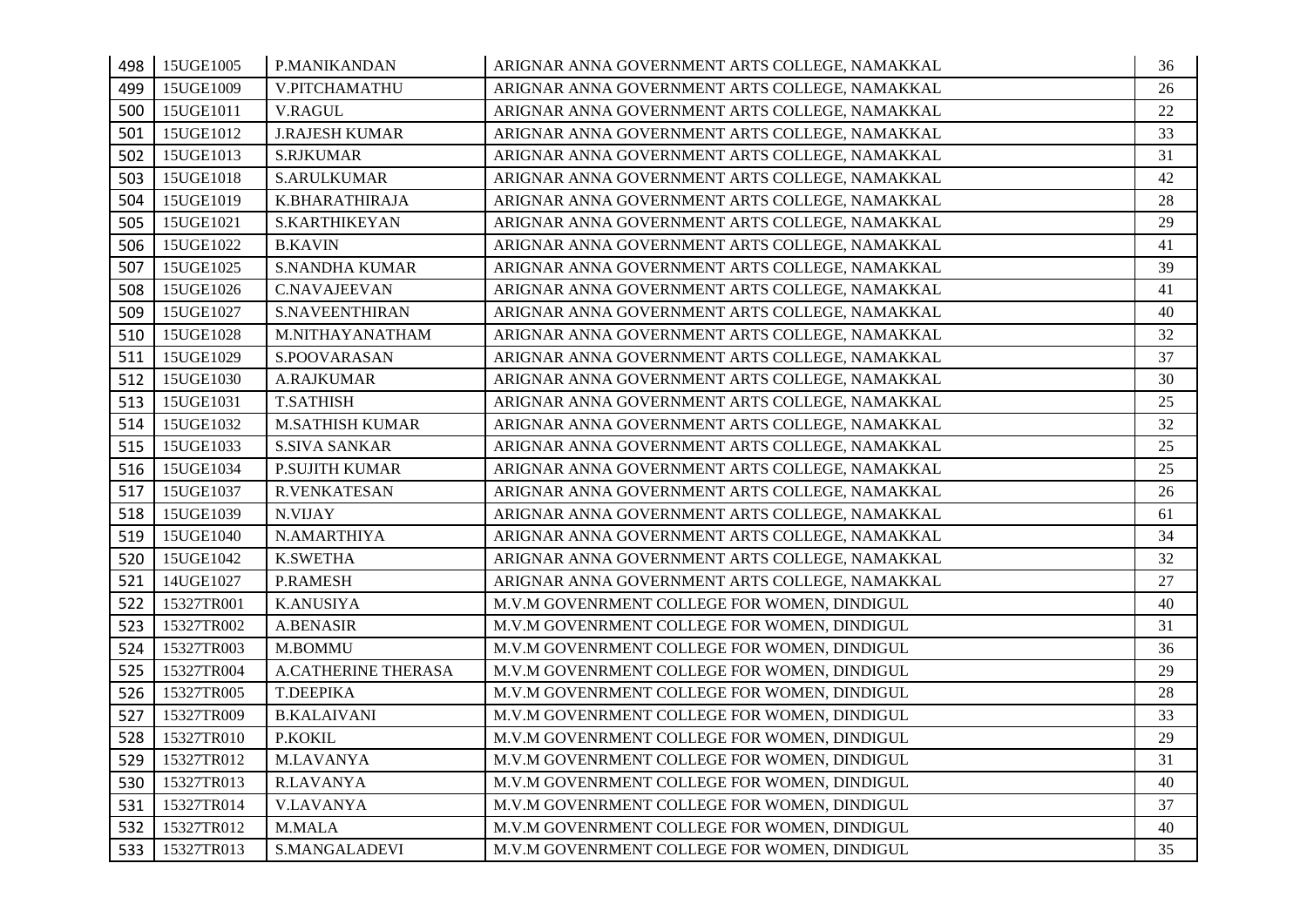| 498 | 15UGE1005 | P.MANIKANDAN | ARIGNAR ANNA GOVERNMENT ARTS COLLEGE, NAMAKKAL | 36 |
|---|---|---|---|---|
| 499 | 15UGE1009 | V.PITCHAMATHU | ARIGNAR ANNA GOVERNMENT ARTS COLLEGE, NAMAKKAL | 26 |
| 500 | 15UGE1011 | V.RAGUL | ARIGNAR ANNA GOVERNMENT ARTS COLLEGE, NAMAKKAL | 22 |
| 501 | 15UGE1012 | J.RAJESH KUMAR | ARIGNAR ANNA GOVERNMENT ARTS COLLEGE, NAMAKKAL | 33 |
| 502 | 15UGE1013 | S.RJKUMAR | ARIGNAR ANNA GOVERNMENT ARTS COLLEGE, NAMAKKAL | 31 |
| 503 | 15UGE1018 | S.ARULKUMAR | ARIGNAR ANNA GOVERNMENT ARTS COLLEGE, NAMAKKAL | 42 |
| 504 | 15UGE1019 | K.BHARATHIRAJA | ARIGNAR ANNA GOVERNMENT ARTS COLLEGE, NAMAKKAL | 28 |
| 505 | 15UGE1021 | S.KARTHIKEYAN | ARIGNAR ANNA GOVERNMENT ARTS COLLEGE, NAMAKKAL | 29 |
| 506 | 15UGE1022 | B.KAVIN | ARIGNAR ANNA GOVERNMENT ARTS COLLEGE, NAMAKKAL | 41 |
| 507 | 15UGE1025 | S.NANDHA KUMAR | ARIGNAR ANNA GOVERNMENT ARTS COLLEGE, NAMAKKAL | 39 |
| 508 | 15UGE1026 | C.NAVAJEEVAN | ARIGNAR ANNA GOVERNMENT ARTS COLLEGE, NAMAKKAL | 41 |
| 509 | 15UGE1027 | S.NAVEENTHIRAN | ARIGNAR ANNA GOVERNMENT ARTS COLLEGE, NAMAKKAL | 40 |
| 510 | 15UGE1028 | M.NITHAYANATHAM | ARIGNAR ANNA GOVERNMENT ARTS COLLEGE, NAMAKKAL | 32 |
| 511 | 15UGE1029 | S.POOVARASAN | ARIGNAR ANNA GOVERNMENT ARTS COLLEGE, NAMAKKAL | 37 |
| 512 | 15UGE1030 | A.RAJKUMAR | ARIGNAR ANNA GOVERNMENT ARTS COLLEGE, NAMAKKAL | 30 |
| 513 | 15UGE1031 | T.SATHISH | ARIGNAR ANNA GOVERNMENT ARTS COLLEGE, NAMAKKAL | 25 |
| 514 | 15UGE1032 | M.SATHISH KUMAR | ARIGNAR ANNA GOVERNMENT ARTS COLLEGE, NAMAKKAL | 32 |
| 515 | 15UGE1033 | S.SIVA SANKAR | ARIGNAR ANNA GOVERNMENT ARTS COLLEGE, NAMAKKAL | 25 |
| 516 | 15UGE1034 | P.SUJITH KUMAR | ARIGNAR ANNA GOVERNMENT ARTS COLLEGE, NAMAKKAL | 25 |
| 517 | 15UGE1037 | R.VENKATESAN | ARIGNAR ANNA GOVERNMENT ARTS COLLEGE, NAMAKKAL | 26 |
| 518 | 15UGE1039 | N.VIJAY | ARIGNAR ANNA GOVERNMENT ARTS COLLEGE, NAMAKKAL | 61 |
| 519 | 15UGE1040 | N.AMARTHIYA | ARIGNAR ANNA GOVERNMENT ARTS COLLEGE, NAMAKKAL | 34 |
| 520 | 15UGE1042 | K.SWETHA | ARIGNAR ANNA GOVERNMENT ARTS COLLEGE, NAMAKKAL | 32 |
| 521 | 14UGE1027 | P.RAMESH | ARIGNAR ANNA GOVERNMENT ARTS COLLEGE, NAMAKKAL | 27 |
| 522 | 15327TR001 | K.ANUSIYA | M.V.M GOVENRMENT COLLEGE FOR WOMEN, DINDIGUL | 40 |
| 523 | 15327TR002 | A.BENASIR | M.V.M GOVENRMENT COLLEGE FOR WOMEN, DINDIGUL | 31 |
| 524 | 15327TR003 | M.BOMMU | M.V.M GOVENRMENT COLLEGE FOR WOMEN, DINDIGUL | 36 |
| 525 | 15327TR004 | A.CATHERINE THERASA | M.V.M GOVENRMENT COLLEGE FOR WOMEN, DINDIGUL | 29 |
| 526 | 15327TR005 | T.DEEPIKA | M.V.M GOVENRMENT COLLEGE FOR WOMEN, DINDIGUL | 28 |
| 527 | 15327TR009 | B.KALAIVANI | M.V.M GOVENRMENT COLLEGE FOR WOMEN, DINDIGUL | 33 |
| 528 | 15327TR010 | P.KOKIL | M.V.M GOVENRMENT COLLEGE FOR WOMEN, DINDIGUL | 29 |
| 529 | 15327TR012 | M.LAVANYA | M.V.M GOVENRMENT COLLEGE FOR WOMEN, DINDIGUL | 31 |
| 530 | 15327TR013 | R.LAVANYA | M.V.M GOVENRMENT COLLEGE FOR WOMEN, DINDIGUL | 40 |
| 531 | 15327TR014 | V.LAVANYA | M.V.M GOVENRMENT COLLEGE FOR WOMEN, DINDIGUL | 37 |
| 532 | 15327TR012 | M.MALA | M.V.M GOVENRMENT COLLEGE FOR WOMEN, DINDIGUL | 40 |
| 533 | 15327TR013 | S.MANGALADEVI | M.V.M GOVENRMENT COLLEGE FOR WOMEN, DINDIGUL | 35 |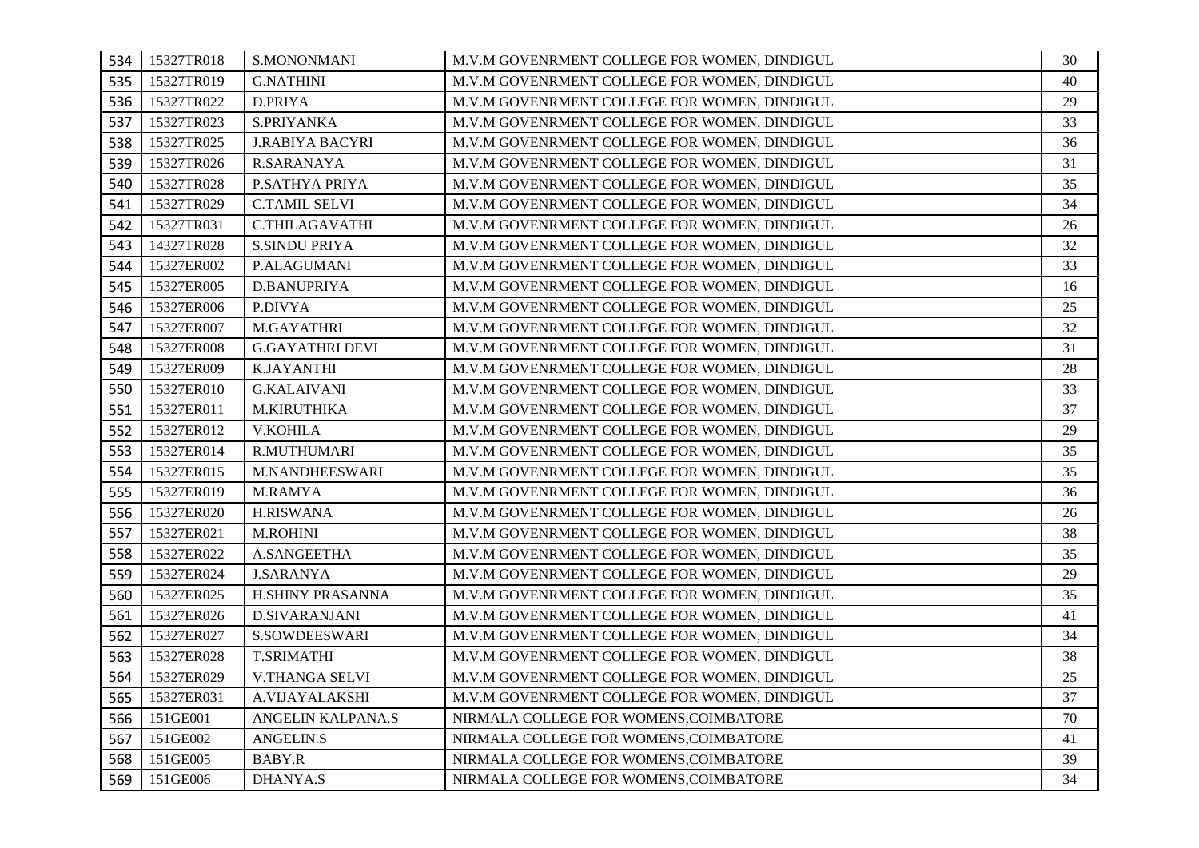| 534 | 15327TR018 | S.MONONMANI | M.V.M GOVENRMENT COLLEGE FOR WOMEN, DINDIGUL | 30 |
|---|---|---|---|---|
| 535 | 15327TR019 | G.NATHINI | M.V.M GOVENRMENT COLLEGE FOR WOMEN, DINDIGUL | 40 |
| 536 | 15327TR022 | D.PRIYA | M.V.M GOVENRMENT COLLEGE FOR WOMEN, DINDIGUL | 29 |
| 537 | 15327TR023 | S.PRIYANKA | M.V.M GOVENRMENT COLLEGE FOR WOMEN, DINDIGUL | 33 |
| 538 | 15327TR025 | J.RABIYA BACYRI | M.V.M GOVENRMENT COLLEGE FOR WOMEN, DINDIGUL | 36 |
| 539 | 15327TR026 | R.SARANAYA | M.V.M GOVENRMENT COLLEGE FOR WOMEN, DINDIGUL | 31 |
| 540 | 15327TR028 | P.SATHYA PRIYA | M.V.M GOVENRMENT COLLEGE FOR WOMEN, DINDIGUL | 35 |
| 541 | 15327TR029 | C.TAMIL SELVI | M.V.M GOVENRMENT COLLEGE FOR WOMEN, DINDIGUL | 34 |
| 542 | 15327TR031 | C.THILAGAVATHI | M.V.M GOVENRMENT COLLEGE FOR WOMEN, DINDIGUL | 26 |
| 543 | 14327TR028 | S.SINDU PRIYA | M.V.M GOVENRMENT COLLEGE FOR WOMEN, DINDIGUL | 32 |
| 544 | 15327ER002 | P.ALAGUMANI | M.V.M GOVENRMENT COLLEGE FOR WOMEN, DINDIGUL | 33 |
| 545 | 15327ER005 | D.BANUPRIYA | M.V.M GOVENRMENT COLLEGE FOR WOMEN, DINDIGUL | 16 |
| 546 | 15327ER006 | P.DIVYA | M.V.M GOVENRMENT COLLEGE FOR WOMEN, DINDIGUL | 25 |
| 547 | 15327ER007 | M.GAYATHRI | M.V.M GOVENRMENT COLLEGE FOR WOMEN, DINDIGUL | 32 |
| 548 | 15327ER008 | G.GAYATHRI DEVI | M.V.M GOVENRMENT COLLEGE FOR WOMEN, DINDIGUL | 31 |
| 549 | 15327ER009 | K.JAYANTHI | M.V.M GOVENRMENT COLLEGE FOR WOMEN, DINDIGUL | 28 |
| 550 | 15327ER010 | G.KALAIVANI | M.V.M GOVENRMENT COLLEGE FOR WOMEN, DINDIGUL | 33 |
| 551 | 15327ER011 | M.KIRUTHIKA | M.V.M GOVENRMENT COLLEGE FOR WOMEN, DINDIGUL | 37 |
| 552 | 15327ER012 | V.KOHILA | M.V.M GOVENRMENT COLLEGE FOR WOMEN, DINDIGUL | 29 |
| 553 | 15327ER014 | R.MUTHUMARI | M.V.M GOVENRMENT COLLEGE FOR WOMEN, DINDIGUL | 35 |
| 554 | 15327ER015 | M.NANDHEESWARI | M.V.M GOVENRMENT COLLEGE FOR WOMEN, DINDIGUL | 35 |
| 555 | 15327ER019 | M.RAMYA | M.V.M GOVENRMENT COLLEGE FOR WOMEN, DINDIGUL | 36 |
| 556 | 15327ER020 | H.RISWANA | M.V.M GOVENRMENT COLLEGE FOR WOMEN, DINDIGUL | 26 |
| 557 | 15327ER021 | M.ROHINI | M.V.M GOVENRMENT COLLEGE FOR WOMEN, DINDIGUL | 38 |
| 558 | 15327ER022 | A.SANGEETHA | M.V.M GOVENRMENT COLLEGE FOR WOMEN, DINDIGUL | 35 |
| 559 | 15327ER024 | J.SARANYA | M.V.M GOVENRMENT COLLEGE FOR WOMEN, DINDIGUL | 29 |
| 560 | 15327ER025 | H.SHINY PRASANNA | M.V.M GOVENRMENT COLLEGE FOR WOMEN, DINDIGUL | 35 |
| 561 | 15327ER026 | D.SIVARANJANI | M.V.M GOVENRMENT COLLEGE FOR WOMEN, DINDIGUL | 41 |
| 562 | 15327ER027 | S.SOWDEESWARI | M.V.M GOVENRMENT COLLEGE FOR WOMEN, DINDIGUL | 34 |
| 563 | 15327ER028 | T.SRIMATHI | M.V.M GOVENRMENT COLLEGE FOR WOMEN, DINDIGUL | 38 |
| 564 | 15327ER029 | V.THANGA SELVI | M.V.M GOVENRMENT COLLEGE FOR WOMEN, DINDIGUL | 25 |
| 565 | 15327ER031 | A.VIJAYALAKSHI | M.V.M GOVENRMENT COLLEGE FOR WOMEN, DINDIGUL | 37 |
| 566 | 151GE001 | ANGELIN KALPANA.S | NIRMALA COLLEGE FOR WOMENS,COIMBATORE | 70 |
| 567 | 151GE002 | ANGELIN.S | NIRMALA COLLEGE FOR WOMENS,COIMBATORE | 41 |
| 568 | 151GE005 | BABY.R | NIRMALA COLLEGE FOR WOMENS,COIMBATORE | 39 |
| 569 | 151GE006 | DHANYA.S | NIRMALA COLLEGE FOR WOMENS,COIMBATORE | 34 |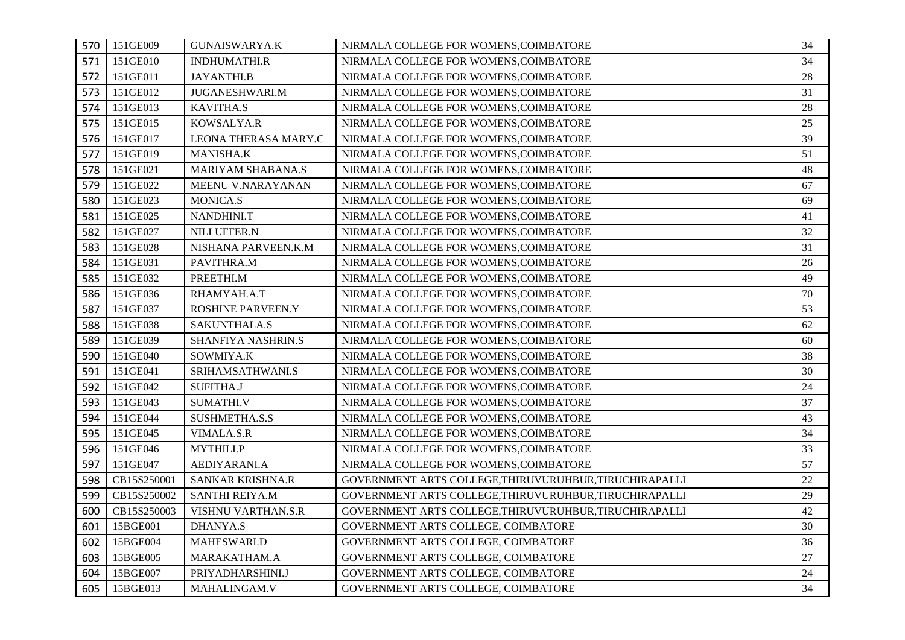| 570 | 151GE009 | GUNAISWARYA.K | NIRMALA COLLEGE FOR WOMENS,COIMBATORE | 34 |
|---|---|---|---|---|
| 571 | 151GE010 | INDHUMATHI.R | NIRMALA COLLEGE FOR WOMENS,COIMBATORE | 34 |
| 572 | 151GE011 | JAYANTHI.B | NIRMALA COLLEGE FOR WOMENS,COIMBATORE | 28 |
| 573 | 151GE012 | JUGANESHWARI.M | NIRMALA COLLEGE FOR WOMENS,COIMBATORE | 31 |
| 574 | 151GE013 | KAVITHA.S | NIRMALA COLLEGE FOR WOMENS,COIMBATORE | 28 |
| 575 | 151GE015 | KOWSALYA.R | NIRMALA COLLEGE FOR WOMENS,COIMBATORE | 25 |
| 576 | 151GE017 | LEONA THERASA MARY.C | NIRMALA COLLEGE FOR WOMENS,COIMBATORE | 39 |
| 577 | 151GE019 | MANISHA.K | NIRMALA COLLEGE FOR WOMENS,COIMBATORE | 51 |
| 578 | 151GE021 | MARIYAM SHABANA.S | NIRMALA COLLEGE FOR WOMENS,COIMBATORE | 48 |
| 579 | 151GE022 | MEENU V.NARAYANAN | NIRMALA COLLEGE FOR WOMENS,COIMBATORE | 67 |
| 580 | 151GE023 | MONICA.S | NIRMALA COLLEGE FOR WOMENS,COIMBATORE | 69 |
| 581 | 151GE025 | NANDHINI.T | NIRMALA COLLEGE FOR WOMENS,COIMBATORE | 41 |
| 582 | 151GE027 | NILLUFFER.N | NIRMALA COLLEGE FOR WOMENS,COIMBATORE | 32 |
| 583 | 151GE028 | NISHANA PARVEEN.K.M | NIRMALA COLLEGE FOR WOMENS,COIMBATORE | 31 |
| 584 | 151GE031 | PAVITHRA.M | NIRMALA COLLEGE FOR WOMENS,COIMBATORE | 26 |
| 585 | 151GE032 | PREETHI.M | NIRMALA COLLEGE FOR WOMENS,COIMBATORE | 49 |
| 586 | 151GE036 | RHAMYAH.A.T | NIRMALA COLLEGE FOR WOMENS,COIMBATORE | 70 |
| 587 | 151GE037 | ROSHINE PARVEEN.Y | NIRMALA COLLEGE FOR WOMENS,COIMBATORE | 53 |
| 588 | 151GE038 | SAKUNTHALA.S | NIRMALA COLLEGE FOR WOMENS,COIMBATORE | 62 |
| 589 | 151GE039 | SHANFIYA NASHRIN.S | NIRMALA COLLEGE FOR WOMENS,COIMBATORE | 60 |
| 590 | 151GE040 | SOWMIYA.K | NIRMALA COLLEGE FOR WOMENS,COIMBATORE | 38 |
| 591 | 151GE041 | SRIHAMSATHWANI.S | NIRMALA COLLEGE FOR WOMENS,COIMBATORE | 30 |
| 592 | 151GE042 | SUFITHA.J | NIRMALA COLLEGE FOR WOMENS,COIMBATORE | 24 |
| 593 | 151GE043 | SUMATHI.V | NIRMALA COLLEGE FOR WOMENS,COIMBATORE | 37 |
| 594 | 151GE044 | SUSHMETHA.S.S | NIRMALA COLLEGE FOR WOMENS,COIMBATORE | 43 |
| 595 | 151GE045 | VIMALA.S.R | NIRMALA COLLEGE FOR WOMENS,COIMBATORE | 34 |
| 596 | 151GE046 | MYTHILI.P | NIRMALA COLLEGE FOR WOMENS,COIMBATORE | 33 |
| 597 | 151GE047 | AEDIYARANI.A | NIRMALA COLLEGE FOR WOMENS,COIMBATORE | 57 |
| 598 | CB15S250001 | SANKAR KRISHNA.R | GOVERNMENT ARTS COLLEGE,THIRUVURUHBUR,TIRUCHIRAPALLI | 22 |
| 599 | CB15S250002 | SANTHI REIYA.M | GOVERNMENT ARTS COLLEGE,THIRUVURUHBUR,TIRUCHIRAPALLI | 29 |
| 600 | CB15S250003 | VISHNU VARTHAN.S.R | GOVERNMENT ARTS COLLEGE,THIRUVURUHBUR,TIRUCHIRAPALLI | 42 |
| 601 | 15BGE001 | DHANYA.S | GOVERNMENT ARTS COLLEGE, COIMBATORE | 30 |
| 602 | 15BGE004 | MAHESWARI.D | GOVERNMENT ARTS COLLEGE, COIMBATORE | 36 |
| 603 | 15BGE005 | MARAKATHAM.A | GOVERNMENT ARTS COLLEGE, COIMBATORE | 27 |
| 604 | 15BGE007 | PRIYADHARSHINI.J | GOVERNMENT ARTS COLLEGE, COIMBATORE | 24 |
| 605 | 15BGE013 | MAHALINGAM.V | GOVERNMENT ARTS COLLEGE, COIMBATORE | 34 |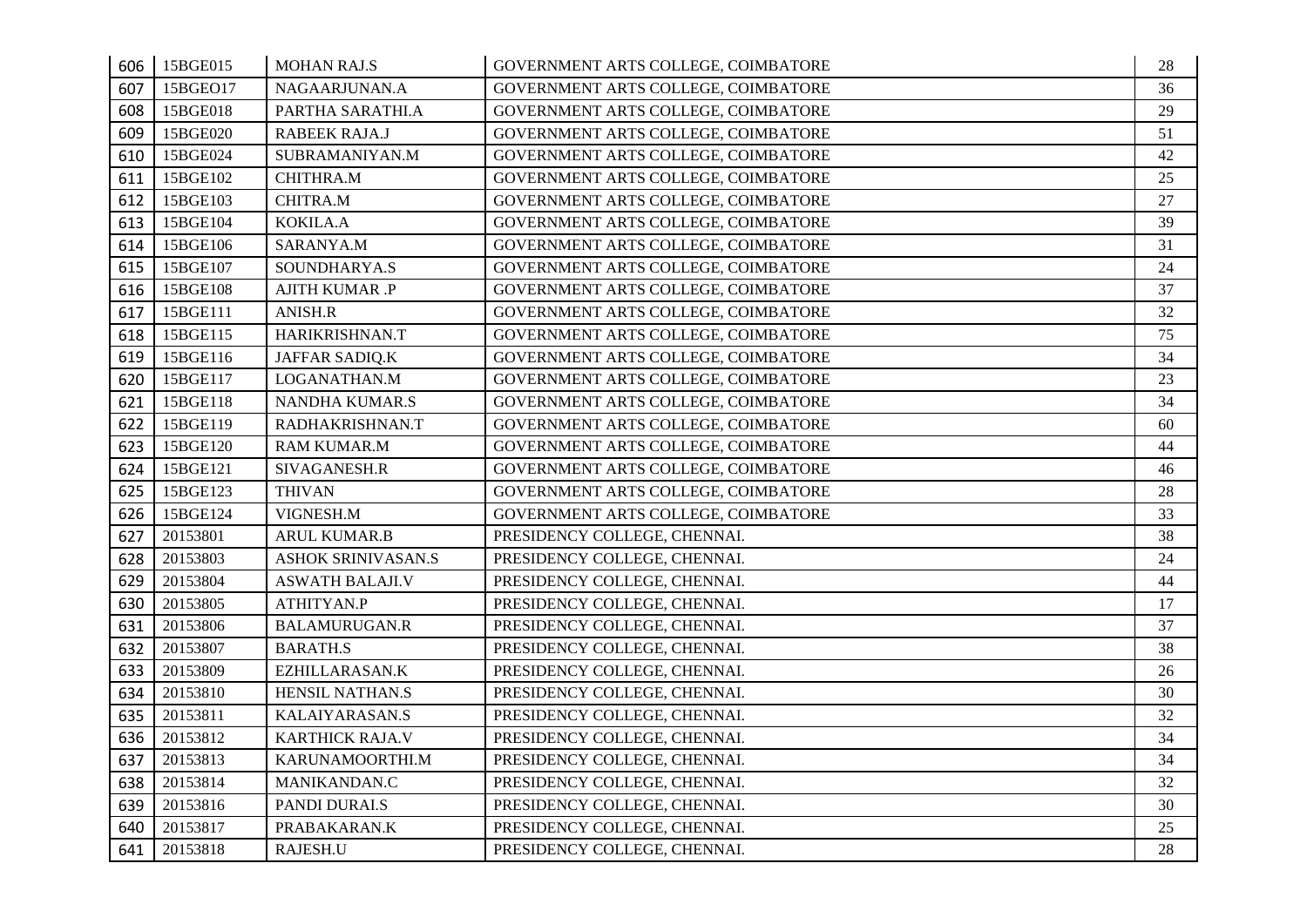| 606 | 15BGE015 | MOHAN RAJ.S | GOVERNMENT ARTS COLLEGE, COIMBATORE | 28 |
|---|---|---|---|---|
| 607 | 15BGEO17 | NAGAARJUNAN.A | GOVERNMENT ARTS COLLEGE, COIMBATORE | 36 |
| 608 | 15BGE018 | PARTHA SARATHI.A | GOVERNMENT ARTS COLLEGE, COIMBATORE | 29 |
| 609 | 15BGE020 | RABEEK RAJA.J | GOVERNMENT ARTS COLLEGE, COIMBATORE | 51 |
| 610 | 15BGE024 | SUBRAMANIYAN.M | GOVERNMENT ARTS COLLEGE, COIMBATORE | 42 |
| 611 | 15BGE102 | CHITHRA.M | GOVERNMENT ARTS COLLEGE, COIMBATORE | 25 |
| 612 | 15BGE103 | CHITRA.M | GOVERNMENT ARTS COLLEGE, COIMBATORE | 27 |
| 613 | 15BGE104 | KOKILA.A | GOVERNMENT ARTS COLLEGE, COIMBATORE | 39 |
| 614 | 15BGE106 | SARANYA.M | GOVERNMENT ARTS COLLEGE, COIMBATORE | 31 |
| 615 | 15BGE107 | SOUNDHARYA.S | GOVERNMENT ARTS COLLEGE, COIMBATORE | 24 |
| 616 | 15BGE108 | AJITH KUMAR .P | GOVERNMENT ARTS COLLEGE, COIMBATORE | 37 |
| 617 | 15BGE111 | ANISH.R | GOVERNMENT ARTS COLLEGE, COIMBATORE | 32 |
| 618 | 15BGE115 | HARIKRISHNAN.T | GOVERNMENT ARTS COLLEGE, COIMBATORE | 75 |
| 619 | 15BGE116 | JAFFAR SADIQ.K | GOVERNMENT ARTS COLLEGE, COIMBATORE | 34 |
| 620 | 15BGE117 | LOGANATHAN.M | GOVERNMENT ARTS COLLEGE, COIMBATORE | 23 |
| 621 | 15BGE118 | NANDHA KUMAR.S | GOVERNMENT ARTS COLLEGE, COIMBATORE | 34 |
| 622 | 15BGE119 | RADHAKRISHNAN.T | GOVERNMENT ARTS COLLEGE, COIMBATORE | 60 |
| 623 | 15BGE120 | RAM KUMAR.M | GOVERNMENT ARTS COLLEGE, COIMBATORE | 44 |
| 624 | 15BGE121 | SIVAGANESH.R | GOVERNMENT ARTS COLLEGE, COIMBATORE | 46 |
| 625 | 15BGE123 | THIVAN | GOVERNMENT ARTS COLLEGE, COIMBATORE | 28 |
| 626 | 15BGE124 | VIGNESH.M | GOVERNMENT ARTS COLLEGE, COIMBATORE | 33 |
| 627 | 20153801 | ARUL KUMAR.B | PRESIDENCY COLLEGE, CHENNAI. | 38 |
| 628 | 20153803 | ASHOK SRINIVASAN.S | PRESIDENCY COLLEGE, CHENNAI. | 24 |
| 629 | 20153804 | ASWATH BALAJI.V | PRESIDENCY COLLEGE, CHENNAI. | 44 |
| 630 | 20153805 | ATHITYAN.P | PRESIDENCY COLLEGE, CHENNAI. | 17 |
| 631 | 20153806 | BALAMURUGAN.R | PRESIDENCY COLLEGE, CHENNAI. | 37 |
| 632 | 20153807 | BARATH.S | PRESIDENCY COLLEGE, CHENNAI. | 38 |
| 633 | 20153809 | EZHILLARASAN.K | PRESIDENCY COLLEGE, CHENNAI. | 26 |
| 634 | 20153810 | HENSIL NATHAN.S | PRESIDENCY COLLEGE, CHENNAI. | 30 |
| 635 | 20153811 | KALAIYARASAN.S | PRESIDENCY COLLEGE, CHENNAI. | 32 |
| 636 | 20153812 | KARTHICK RAJA.V | PRESIDENCY COLLEGE, CHENNAI. | 34 |
| 637 | 20153813 | KARUNAMOORTHI.M | PRESIDENCY COLLEGE, CHENNAI. | 34 |
| 638 | 20153814 | MANIKANDAN.C | PRESIDENCY COLLEGE, CHENNAI. | 32 |
| 639 | 20153816 | PANDI DURAI.S | PRESIDENCY COLLEGE, CHENNAI. | 30 |
| 640 | 20153817 | PRABAKARAN.K | PRESIDENCY COLLEGE, CHENNAI. | 25 |
| 641 | 20153818 | RAJESH.U | PRESIDENCY COLLEGE, CHENNAI. | 28 |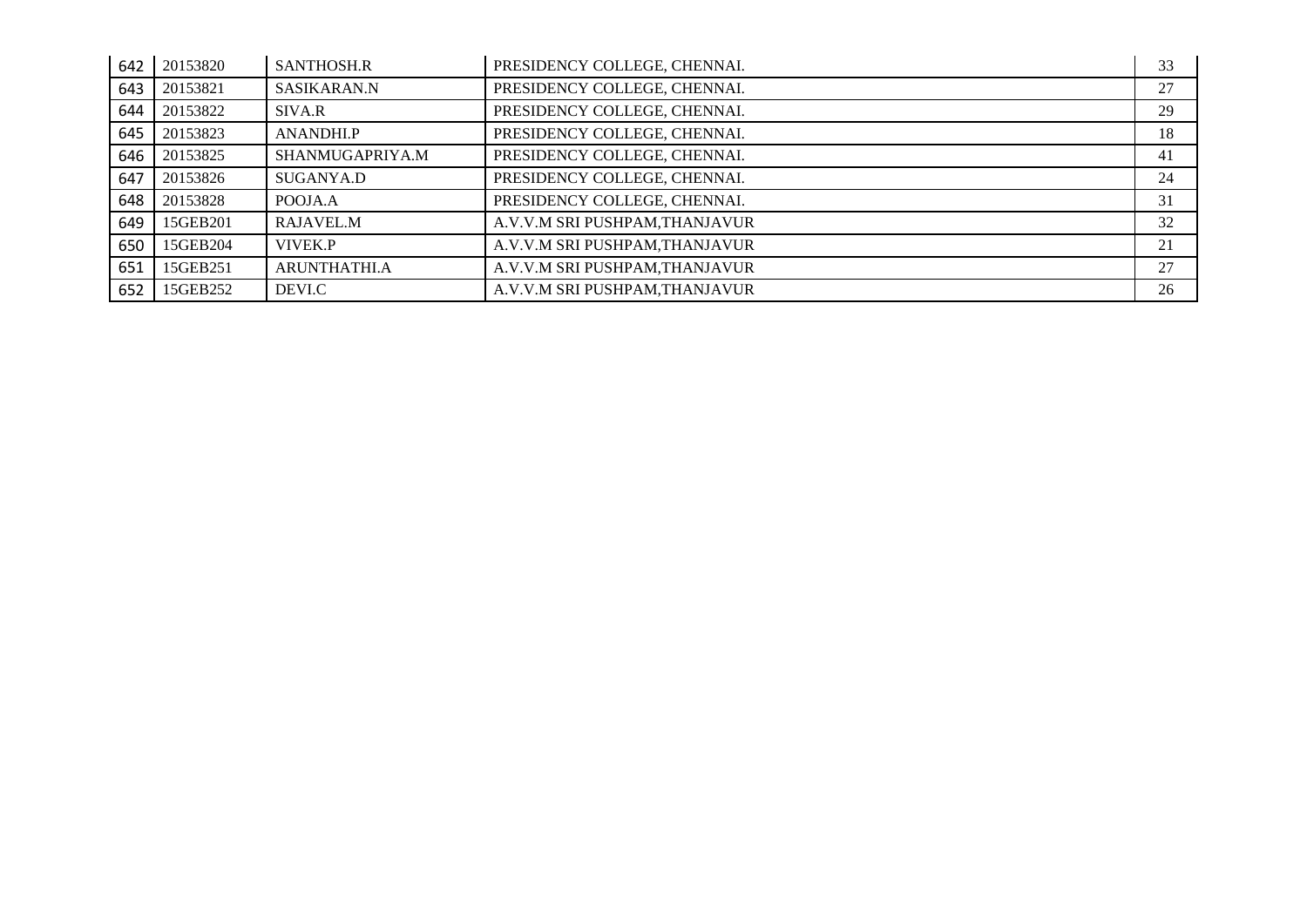| | | | | |
|---|---|---|---|---|
| 642 | 20153820 | SANTHOSH.R | PRESIDENCY COLLEGE, CHENNAI. | 33 |
| 643 | 20153821 | SASIKARAN.N | PRESIDENCY COLLEGE, CHENNAI. | 27 |
| 644 | 20153822 | SIVA.R | PRESIDENCY COLLEGE, CHENNAI. | 29 |
| 645 | 20153823 | ANANDHI.P | PRESIDENCY COLLEGE, CHENNAI. | 18 |
| 646 | 20153825 | SHANMUGAPRIYA.M | PRESIDENCY COLLEGE, CHENNAI. | 41 |
| 647 | 20153826 | SUGANYA.D | PRESIDENCY COLLEGE, CHENNAI. | 24 |
| 648 | 20153828 | POOJA.A | PRESIDENCY COLLEGE, CHENNAI. | 31 |
| 649 | 15GEB201 | RAJAVEL.M | A.V.V.M SRI PUSHPAM,THANJAVUR | 32 |
| 650 | 15GEB204 | VIVEK.P | A.V.V.M SRI PUSHPAM,THANJAVUR | 21 |
| 651 | 15GEB251 | ARUNTHATHI.A | A.V.V.M SRI PUSHPAM,THANJAVUR | 27 |
| 652 | 15GEB252 | DEVI.C | A.V.V.M SRI PUSHPAM,THANJAVUR | 26 |